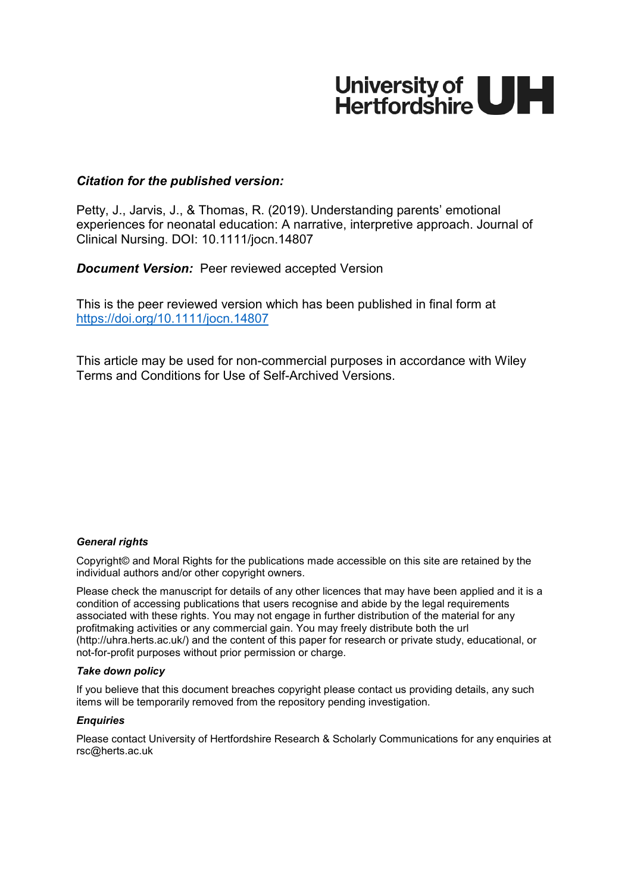University of Hertfordshire UH

***Citation for the published version:***

Petty, J., Jarvis, J., & Thomas, R. (2019). Understanding parents' emotional experiences for neonatal education: A narrative, interpretive approach. Journal of Clinical Nursing. DOI: 10.1111/jocn.14807

***Document Version:*** Peer reviewed accepted Version

This is the peer reviewed version which has been published in final form at https://doi.org/10.1111/jocn.14807

This article may be used for non-commercial purposes in accordance with Wiley Terms and Conditions for Use of Self-Archived Versions.

***General rights***

Copyright© and Moral Rights for the publications made accessible on this site are retained by the individual authors and/or other copyright owners.

Please check the manuscript for details of any other licences that may have been applied and it is a condition of accessing publications that users recognise and abide by the legal requirements associated with these rights. You may not engage in further distribution of the material for any profitmaking activities or any commercial gain. You may freely distribute both the url (http://uhra.herts.ac.uk/) and the content of this paper for research or private study, educational, or not-for-profit purposes without prior permission or charge.

***Take down policy***

If you believe that this document breaches copyright please contact us providing details, any such items will be temporarily removed from the repository pending investigation.

***Enquiries***

Please contact University of Hertfordshire Research & Scholarly Communications for any enquiries at rsc@herts.ac.uk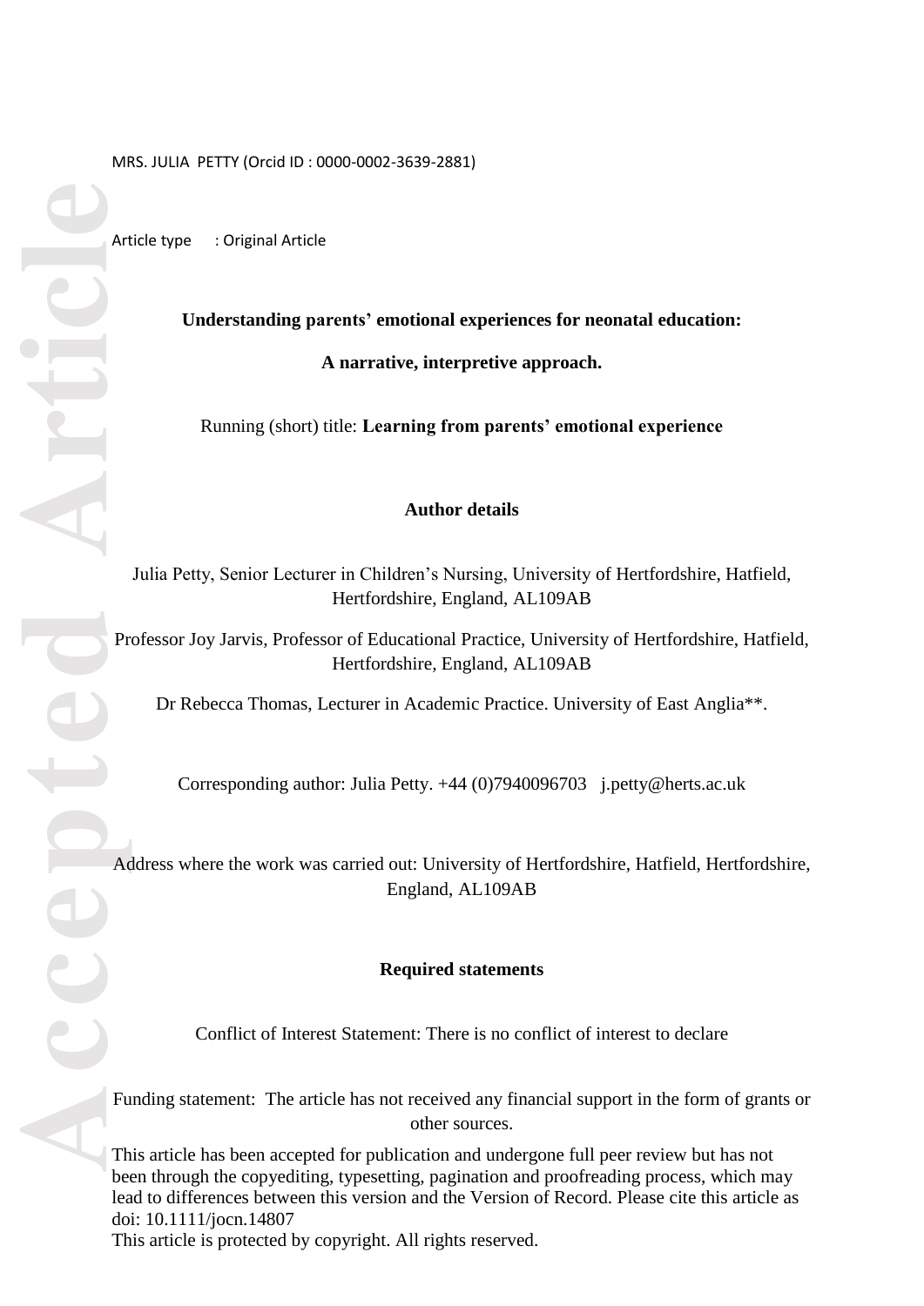MRS. JULIA PETTY (Orcid ID : 0000-0002-3639-2881)

Article type : Original Article

**Understanding parents' emotional experiences for neonatal education:**

**A narrative, interpretive approach.**

Running (short) title: **Learning from parents' emotional experience**

**Author details**

Julia Petty, Senior Lecturer in Children's Nursing, University of Hertfordshire, Hatfield, Hertfordshire, England, AL109AB

Professor Joy Jarvis, Professor of Educational Practice, University of Hertfordshire, Hatfield, Hertfordshire, England, AL109AB

Dr Rebecca Thomas, Lecturer in Academic Practice. University of East Anglia**.

Corresponding author: Julia Petty. +44 (0)7940096703 j.petty@herts.ac.uk

Address where the work was carried out: University of Hertfordshire, Hatfield, Hertfordshire, England, AL109AB

**Required statements**

Conflict of Interest Statement: There is no conflict of interest to declare

Funding statement: The article has not received any financial support in the form of grants or other sources.

This article has been accepted for publication and undergone full peer review but has not been through the copyediting, typesetting, pagination and proofreading process, which may lead to differences between this version and the Version of Record. Please cite this article as doi: 10.1111/jocn.14807

This article is protected by copyright. All rights reserved.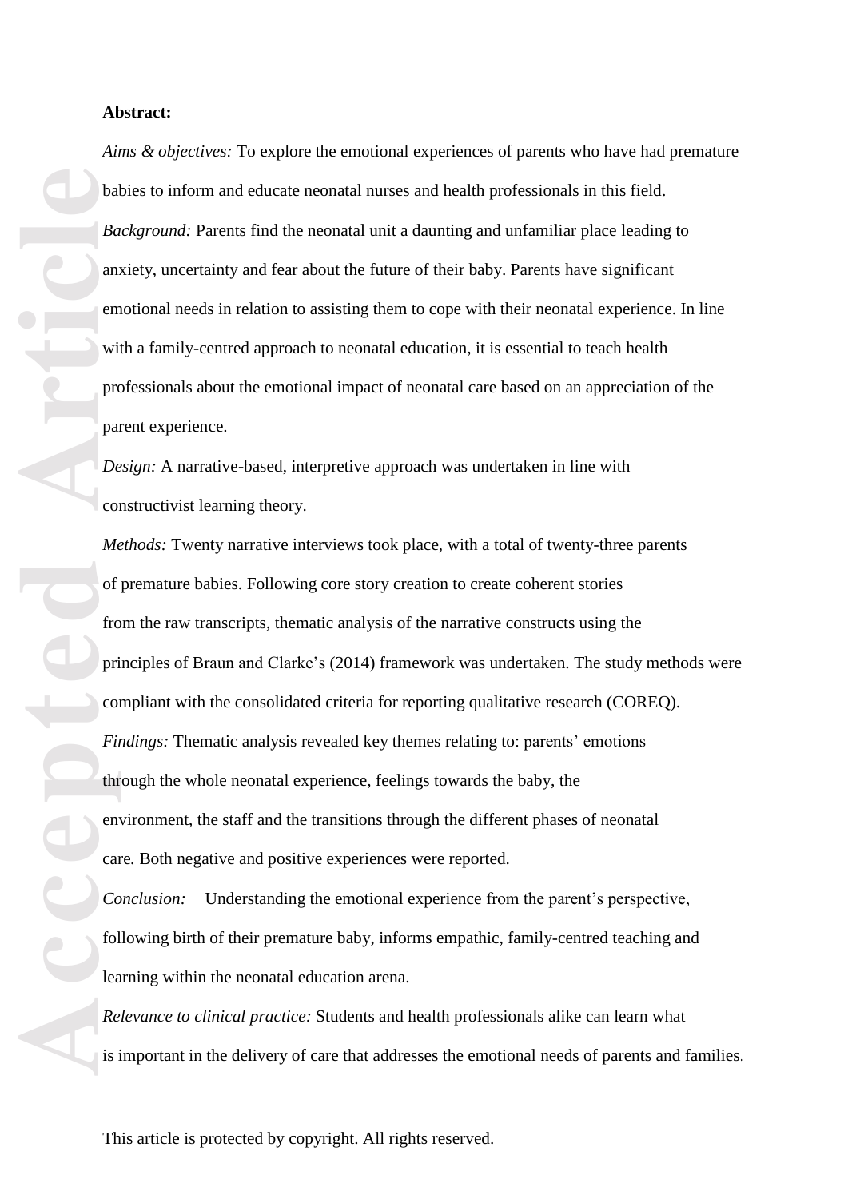**Abstract:**

*Aims & objectives:* To explore the emotional experiences of parents who have had premature babies to inform and educate neonatal nurses and health professionals in this field.

*Background:* Parents find the neonatal unit a daunting and unfamiliar place leading to anxiety, uncertainty and fear about the future of their baby. Parents have significant emotional needs in relation to assisting them to cope with their neonatal experience. In line with a family-centred approach to neonatal education, it is essential to teach health professionals about the emotional impact of neonatal care based on an appreciation of the parent experience.

*Design:* A narrative-based, interpretive approach was undertaken in line with constructivist learning theory.

*Methods:* Twenty narrative interviews took place, with a total of twenty-three parents of premature babies. Following core story creation to create coherent stories from the raw transcripts, thematic analysis of the narrative constructs using the principles of Braun and Clarke's (2014) framework was undertaken. The study methods were compliant with the consolidated criteria for reporting qualitative research (COREQ).

*Findings:* Thematic analysis revealed key themes relating to: parents' emotions through the whole neonatal experience, feelings towards the baby, the environment, the staff and the transitions through the different phases of neonatal care. Both negative and positive experiences were reported.

*Conclusion:* Understanding the emotional experience from the parent's perspective, following birth of their premature baby, informs empathic, family-centred teaching and learning within the neonatal education arena.

*Relevance to clinical practice:* Students and health professionals alike can learn what is important in the delivery of care that addresses the emotional needs of parents and families.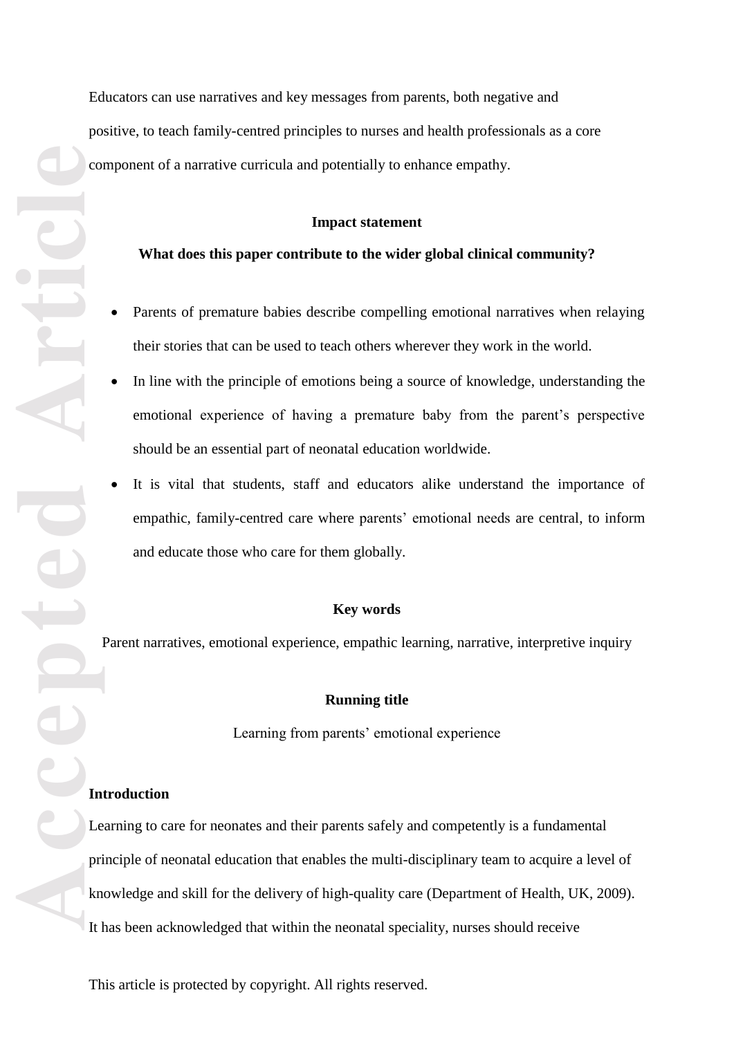Educators can use narratives and key messages from parents, both negative and positive, to teach family-centred principles to nurses and health professionals as a core component of a narrative curricula and potentially to enhance empathy.

**Impact statement**

**What does this paper contribute to the wider global clinical community?**

- Parents of premature babies describe compelling emotional narratives when relaying their stories that can be used to teach others wherever they work in the world.
- In line with the principle of emotions being a source of knowledge, understanding the emotional experience of having a premature baby from the parent's perspective should be an essential part of neonatal education worldwide.
- It is vital that students, staff and educators alike understand the importance of empathic, family-centred care where parents' emotional needs are central, to inform and educate those who care for them globally.

**Key words**

Parent narratives, emotional experience, empathic learning, narrative, interpretive inquiry

**Running title**

Learning from parents' emotional experience

## Introduction

Learning to care for neonates and their parents safely and competently is a fundamental principle of neonatal education that enables the multi-disciplinary team to acquire a level of knowledge and skill for the delivery of high-quality care (Department of Health, UK, 2009). It has been acknowledged that within the neonatal speciality, nurses should receive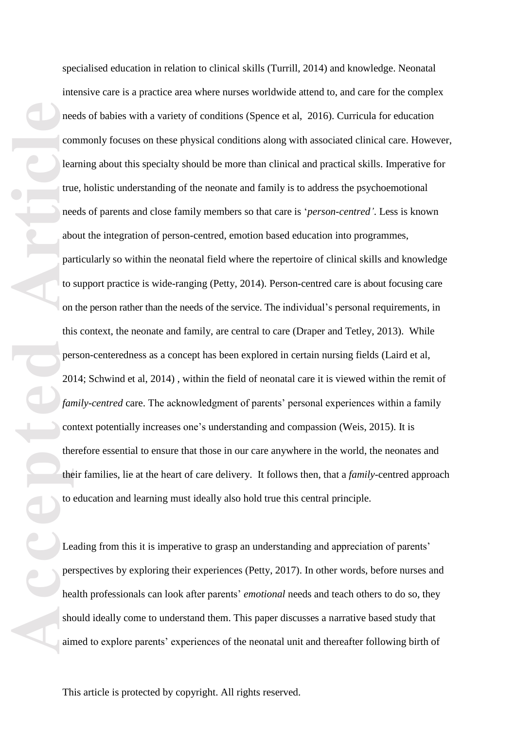specialised education in relation to clinical skills (Turrill, 2014) and knowledge. Neonatal intensive care is a practice area where nurses worldwide attend to, and care for the complex needs of babies with a variety of conditions (Spence et al, 2016). Curricula for education commonly focuses on these physical conditions along with associated clinical care. However, learning about this specialty should be more than clinical and practical skills. Imperative for true, holistic understanding of the neonate and family is to address the psychoemotional needs of parents and close family members so that care is '*person-centred'*. Less is known about the integration of person-centred, emotion based education into programmes, particularly so within the neonatal field where the repertoire of clinical skills and knowledge to support practice is wide-ranging (Petty, 2014). Person-centred care is about focusing care on the person rather than the needs of the service. The individual's personal requirements, in this context, the neonate and family, are central to care (Draper and Tetley, 2013). While person-centeredness as a concept has been explored in certain nursing fields (Laird et al, 2014; Schwind et al, 2014) , within the field of neonatal care it is viewed within the remit of *family-centred* care. The acknowledgment of parents' personal experiences within a family context potentially increases one's understanding and compassion (Weis, 2015). It is therefore essential to ensure that those in our care anywhere in the world, the neonates and their families, lie at the heart of care delivery. It follows then, that a *family*-centred approach to education and learning must ideally also hold true this central principle.

Leading from this it is imperative to grasp an understanding and appreciation of parents' perspectives by exploring their experiences (Petty, 2017). In other words, before nurses and health professionals can look after parents' *emotional* needs and teach others to do so, they should ideally come to understand them. This paper discusses a narrative based study that aimed to explore parents' experiences of the neonatal unit and thereafter following birth of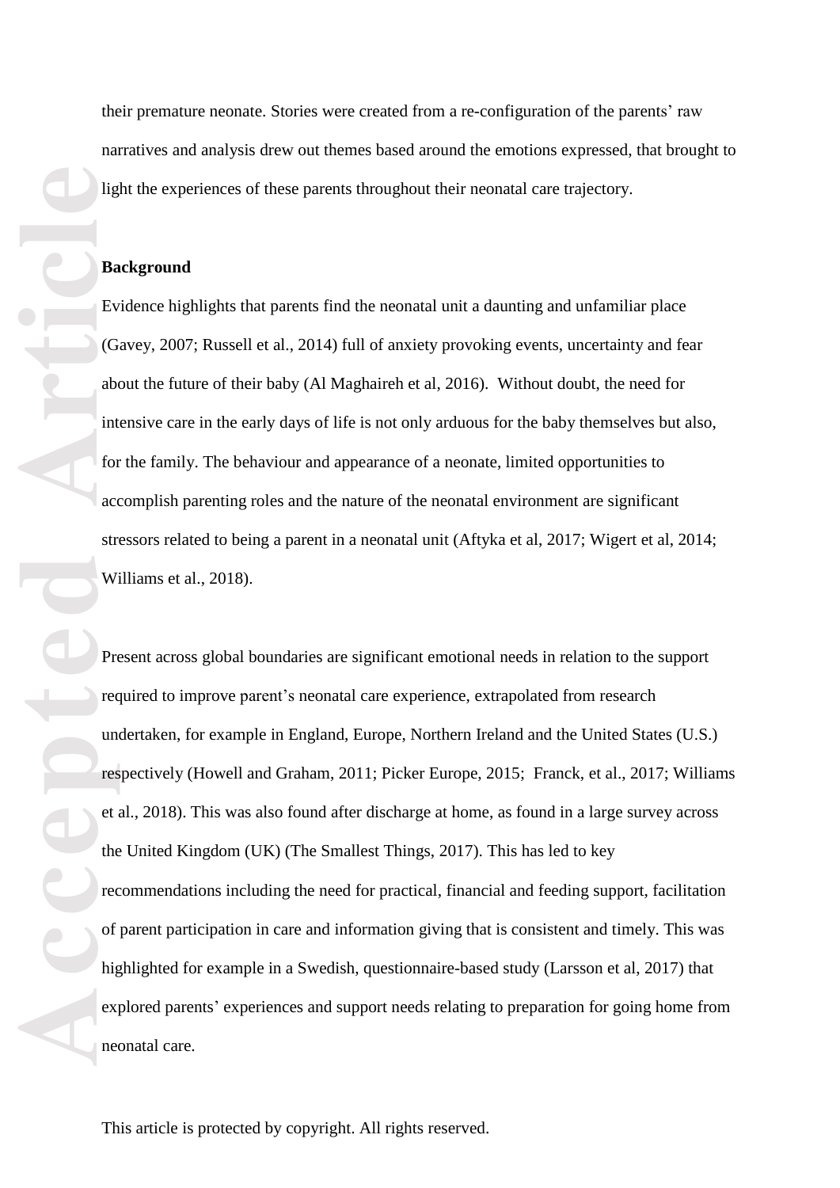their premature neonate. Stories were created from a re-configuration of the parents' raw narratives and analysis drew out themes based around the emotions expressed, that brought to light the experiences of these parents throughout their neonatal care trajectory.

## Background

Evidence highlights that parents find the neonatal unit a daunting and unfamiliar place (Gavey, 2007; Russell et al., 2014) full of anxiety provoking events, uncertainty and fear about the future of their baby (Al Maghaireh et al, 2016). Without doubt, the need for intensive care in the early days of life is not only arduous for the baby themselves but also, for the family. The behaviour and appearance of a neonate, limited opportunities to accomplish parenting roles and the nature of the neonatal environment are significant stressors related to being a parent in a neonatal unit (Aftyka et al, 2017; Wigert et al, 2014; Williams et al., 2018).

Present across global boundaries are significant emotional needs in relation to the support required to improve parent's neonatal care experience, extrapolated from research undertaken, for example in England, Europe, Northern Ireland and the United States (U.S.) respectively (Howell and Graham, 2011; Picker Europe, 2015; Franck, et al., 2017; Williams et al., 2018). This was also found after discharge at home, as found in a large survey across the United Kingdom (UK) (The Smallest Things, 2017). This has led to key recommendations including the need for practical, financial and feeding support, facilitation of parent participation in care and information giving that is consistent and timely. This was highlighted for example in a Swedish, questionnaire-based study (Larsson et al, 2017) that explored parents' experiences and support needs relating to preparation for going home from neonatal care.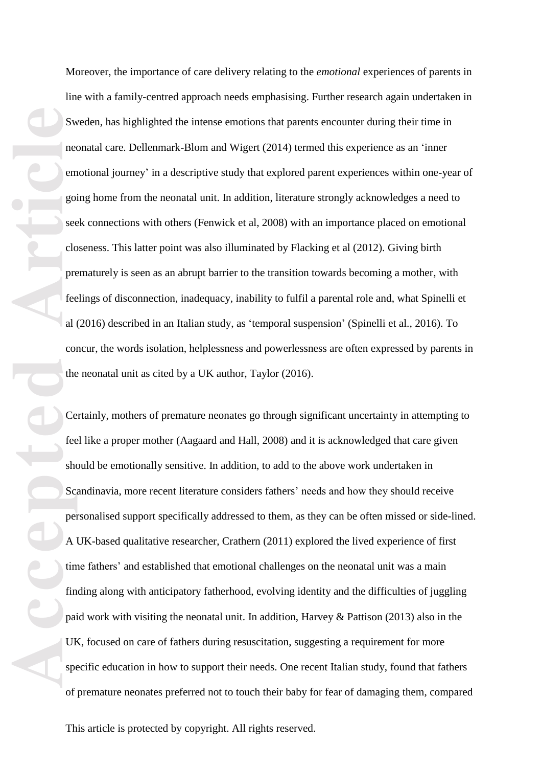Moreover, the importance of care delivery relating to the *emotional* experiences of parents in line with a family-centred approach needs emphasising. Further research again undertaken in Sweden, has highlighted the intense emotions that parents encounter during their time in neonatal care. Dellenmark-Blom and Wigert (2014) termed this experience as an 'inner emotional journey' in a descriptive study that explored parent experiences within one-year of going home from the neonatal unit. In addition, literature strongly acknowledges a need to seek connections with others (Fenwick et al, 2008) with an importance placed on emotional closeness. This latter point was also illuminated by Flacking et al (2012). Giving birth prematurely is seen as an abrupt barrier to the transition towards becoming a mother, with feelings of disconnection, inadequacy, inability to fulfil a parental role and, what Spinelli et al (2016) described in an Italian study, as 'temporal suspension' (Spinelli et al., 2016). To concur, the words isolation, helplessness and powerlessness are often expressed by parents in the neonatal unit as cited by a UK author, Taylor (2016).

Certainly, mothers of premature neonates go through significant uncertainty in attempting to feel like a proper mother (Aagaard and Hall, 2008) and it is acknowledged that care given should be emotionally sensitive. In addition, to add to the above work undertaken in Scandinavia, more recent literature considers fathers' needs and how they should receive personalised support specifically addressed to them, as they can be often missed or side-lined. A UK-based qualitative researcher, Crathern (2011) explored the lived experience of first time fathers' and established that emotional challenges on the neonatal unit was a main finding along with anticipatory fatherhood, evolving identity and the difficulties of juggling paid work with visiting the neonatal unit. In addition, Harvey & Pattison (2013) also in the UK, focused on care of fathers during resuscitation, suggesting a requirement for more specific education in how to support their needs. One recent Italian study, found that fathers of premature neonates preferred not to touch their baby for fear of damaging them, compared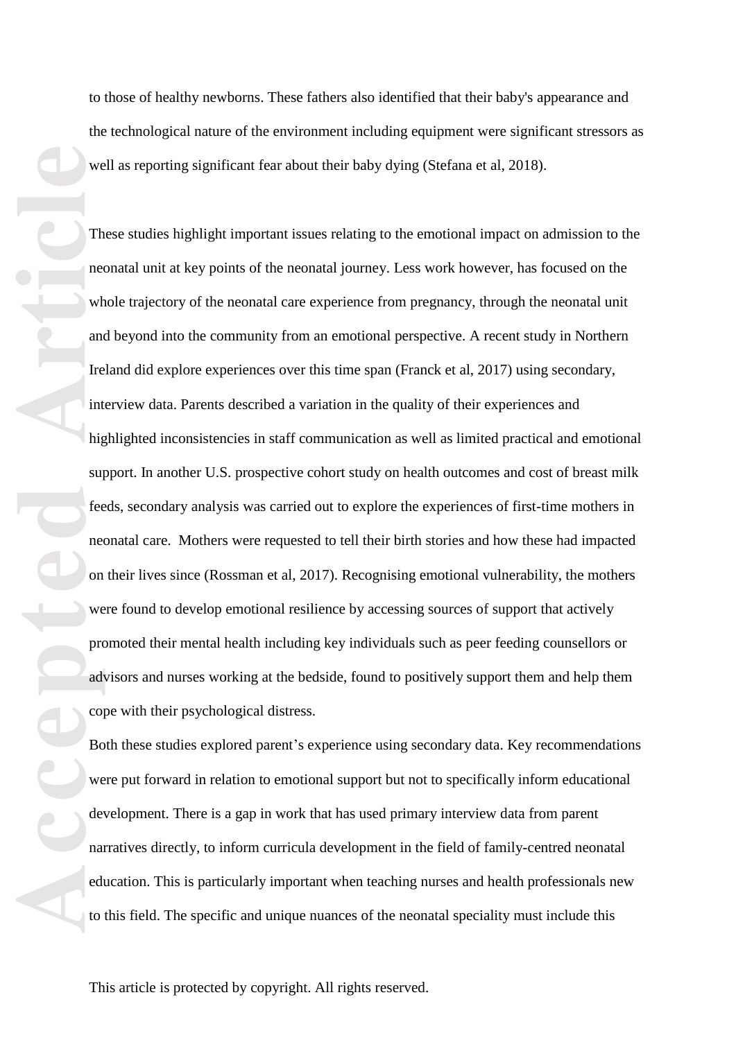to those of healthy newborns. These fathers also identified that their baby's appearance and the technological nature of the environment including equipment were significant stressors as well as reporting significant fear about their baby dying (Stefana et al, 2018).

These studies highlight important issues relating to the emotional impact on admission to the neonatal unit at key points of the neonatal journey. Less work however, has focused on the whole trajectory of the neonatal care experience from pregnancy, through the neonatal unit and beyond into the community from an emotional perspective. A recent study in Northern Ireland did explore experiences over this time span (Franck et al, 2017) using secondary, interview data. Parents described a variation in the quality of their experiences and highlighted inconsistencies in staff communication as well as limited practical and emotional support. In another U.S. prospective cohort study on health outcomes and cost of breast milk feeds, secondary analysis was carried out to explore the experiences of first-time mothers in neonatal care. Mothers were requested to tell their birth stories and how these had impacted on their lives since (Rossman et al, 2017). Recognising emotional vulnerability, the mothers were found to develop emotional resilience by accessing sources of support that actively promoted their mental health including key individuals such as peer feeding counsellors or advisors and nurses working at the bedside, found to positively support them and help them cope with their psychological distress.

Both these studies explored parent's experience using secondary data. Key recommendations were put forward in relation to emotional support but not to specifically inform educational development. There is a gap in work that has used primary interview data from parent narratives directly, to inform curricula development in the field of family-centred neonatal education. This is particularly important when teaching nurses and health professionals new to this field. The specific and unique nuances of the neonatal speciality must include this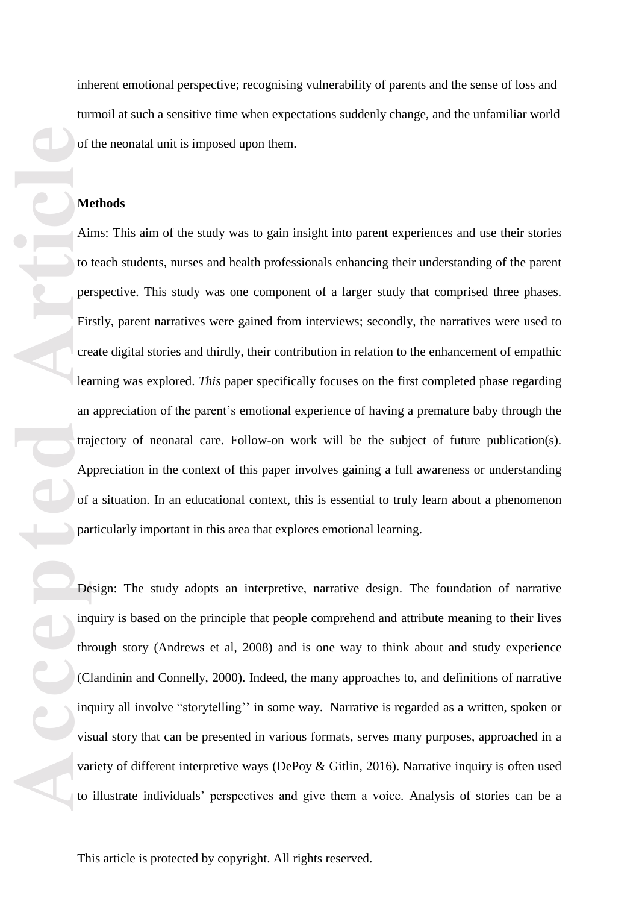inherent emotional perspective; recognising vulnerability of parents and the sense of loss and turmoil at such a sensitive time when expectations suddenly change, and the unfamiliar world of the neonatal unit is imposed upon them.

**Methods**

Aims: This aim of the study was to gain insight into parent experiences and use their stories to teach students, nurses and health professionals enhancing their understanding of the parent perspective. This study was one component of a larger study that comprised three phases. Firstly, parent narratives were gained from interviews; secondly, the narratives were used to create digital stories and thirdly, their contribution in relation to the enhancement of empathic learning was explored. *This* paper specifically focuses on the first completed phase regarding an appreciation of the parent's emotional experience of having a premature baby through the trajectory of neonatal care. Follow-on work will be the subject of future publication(s). Appreciation in the context of this paper involves gaining a full awareness or understanding of a situation. In an educational context, this is essential to truly learn about a phenomenon particularly important in this area that explores emotional learning.

Design: The study adopts an interpretive, narrative design. The foundation of narrative inquiry is based on the principle that people comprehend and attribute meaning to their lives through story (Andrews et al, 2008) and is one way to think about and study experience (Clandinin and Connelly, 2000). Indeed, the many approaches to, and definitions of narrative inquiry all involve "storytelling'' in some way. Narrative is regarded as a written, spoken or visual story that can be presented in various formats, serves many purposes, approached in a variety of different interpretive ways (DePoy & Gitlin, 2016). Narrative inquiry is often used to illustrate individuals' perspectives and give them a voice. Analysis of stories can be a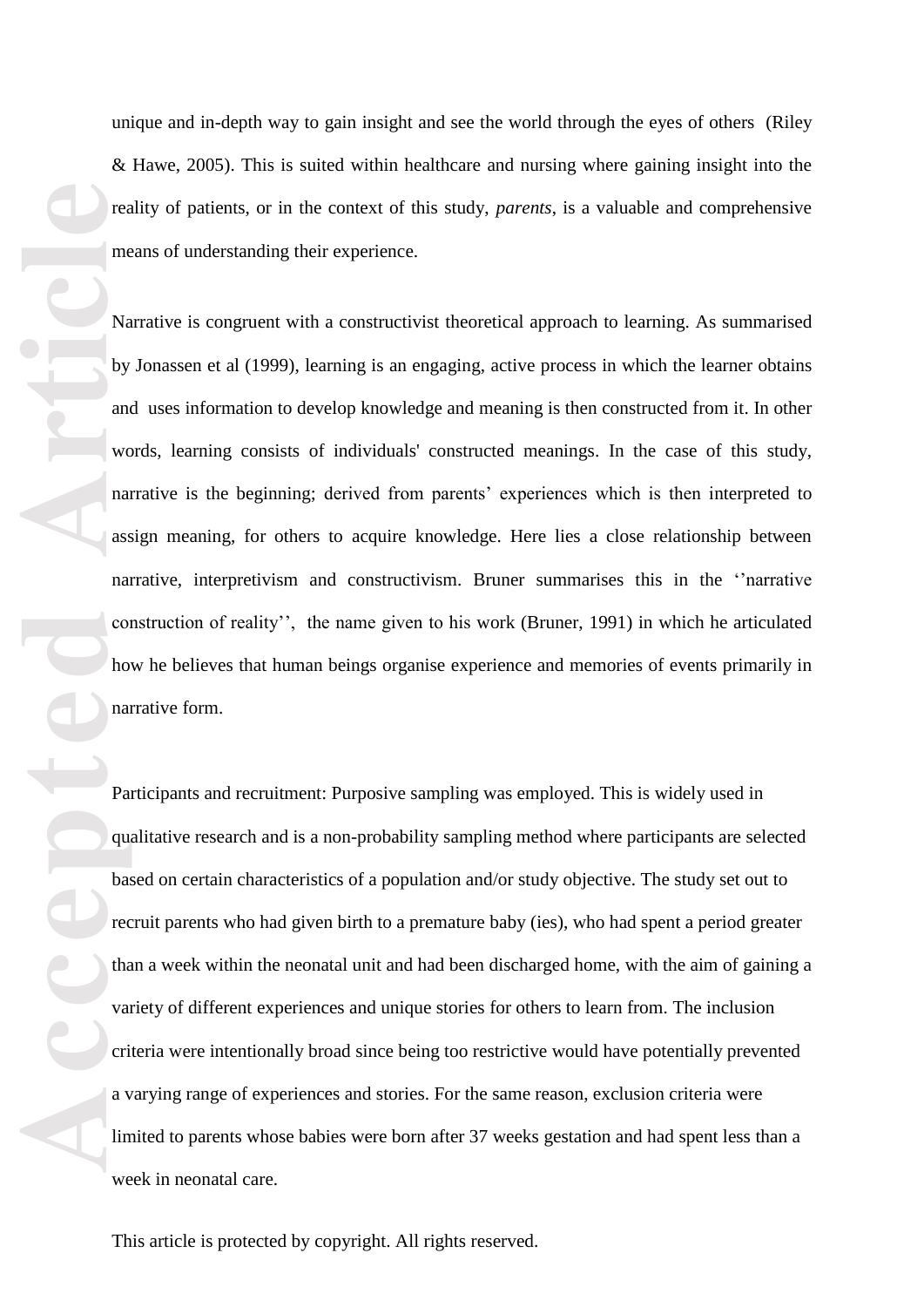unique and in-depth way to gain insight and see the world through the eyes of others (Riley & Hawe, 2005). This is suited within healthcare and nursing where gaining insight into the reality of patients, or in the context of this study, *parents*, is a valuable and comprehensive means of understanding their experience.

Narrative is congruent with a constructivist theoretical approach to learning. As summarised by Jonassen et al (1999), learning is an engaging, active process in which the learner obtains and uses information to develop knowledge and meaning is then constructed from it. In other words, learning consists of individuals' constructed meanings. In the case of this study, narrative is the beginning; derived from parents' experiences which is then interpreted to assign meaning, for others to acquire knowledge. Here lies a close relationship between narrative, interpretivism and constructivism. Bruner summarises this in the ''narrative construction of reality'', the name given to his work (Bruner, 1991) in which he articulated how he believes that human beings organise experience and memories of events primarily in narrative form.

Participants and recruitment: Purposive sampling was employed. This is widely used in qualitative research and is a non-probability sampling method where participants are selected based on certain characteristics of a population and/or study objective. The study set out to recruit parents who had given birth to a premature baby (ies), who had spent a period greater than a week within the neonatal unit and had been discharged home, with the aim of gaining a variety of different experiences and unique stories for others to learn from. The inclusion criteria were intentionally broad since being too restrictive would have potentially prevented a varying range of experiences and stories. For the same reason, exclusion criteria were limited to parents whose babies were born after 37 weeks gestation and had spent less than a week in neonatal care.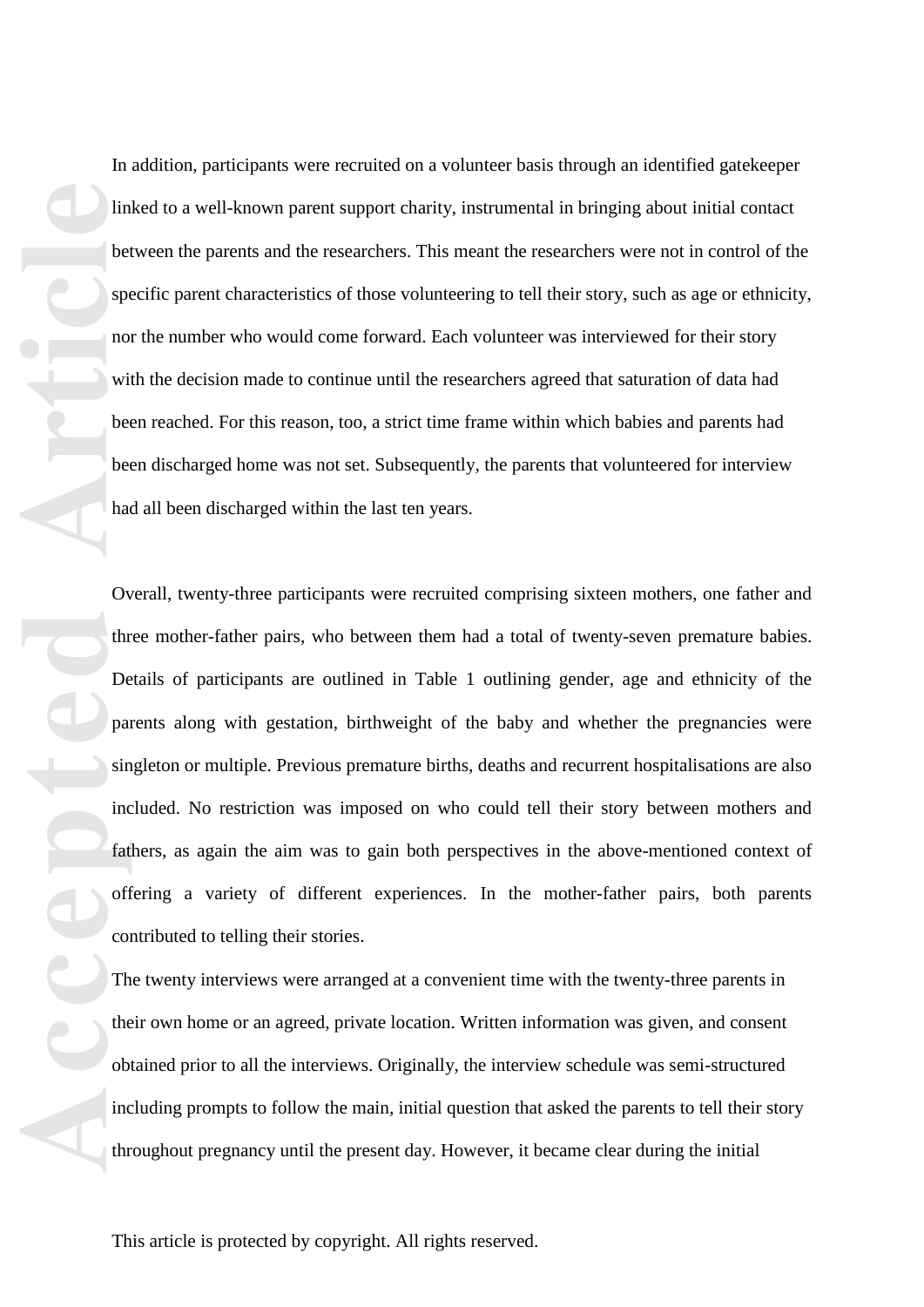In addition, participants were recruited on a volunteer basis through an identified gatekeeper linked to a well-known parent support charity, instrumental in bringing about initial contact between the parents and the researchers. This meant the researchers were not in control of the specific parent characteristics of those volunteering to tell their story, such as age or ethnicity, nor the number who would come forward. Each volunteer was interviewed for their story with the decision made to continue until the researchers agreed that saturation of data had been reached. For this reason, too, a strict time frame within which babies and parents had been discharged home was not set. Subsequently, the parents that volunteered for interview had all been discharged within the last ten years.

Overall, twenty-three participants were recruited comprising sixteen mothers, one father and three mother-father pairs, who between them had a total of twenty-seven premature babies. Details of participants are outlined in Table 1 outlining gender, age and ethnicity of the parents along with gestation, birthweight of the baby and whether the pregnancies were singleton or multiple. Previous premature births, deaths and recurrent hospitalisations are also included. No restriction was imposed on who could tell their story between mothers and fathers, as again the aim was to gain both perspectives in the above-mentioned context of offering a variety of different experiences. In the mother-father pairs, both parents contributed to telling their stories.

The twenty interviews were arranged at a convenient time with the twenty-three parents in their own home or an agreed, private location. Written information was given, and consent obtained prior to all the interviews. Originally, the interview schedule was semi-structured including prompts to follow the main, initial question that asked the parents to tell their story throughout pregnancy until the present day. However, it became clear during the initial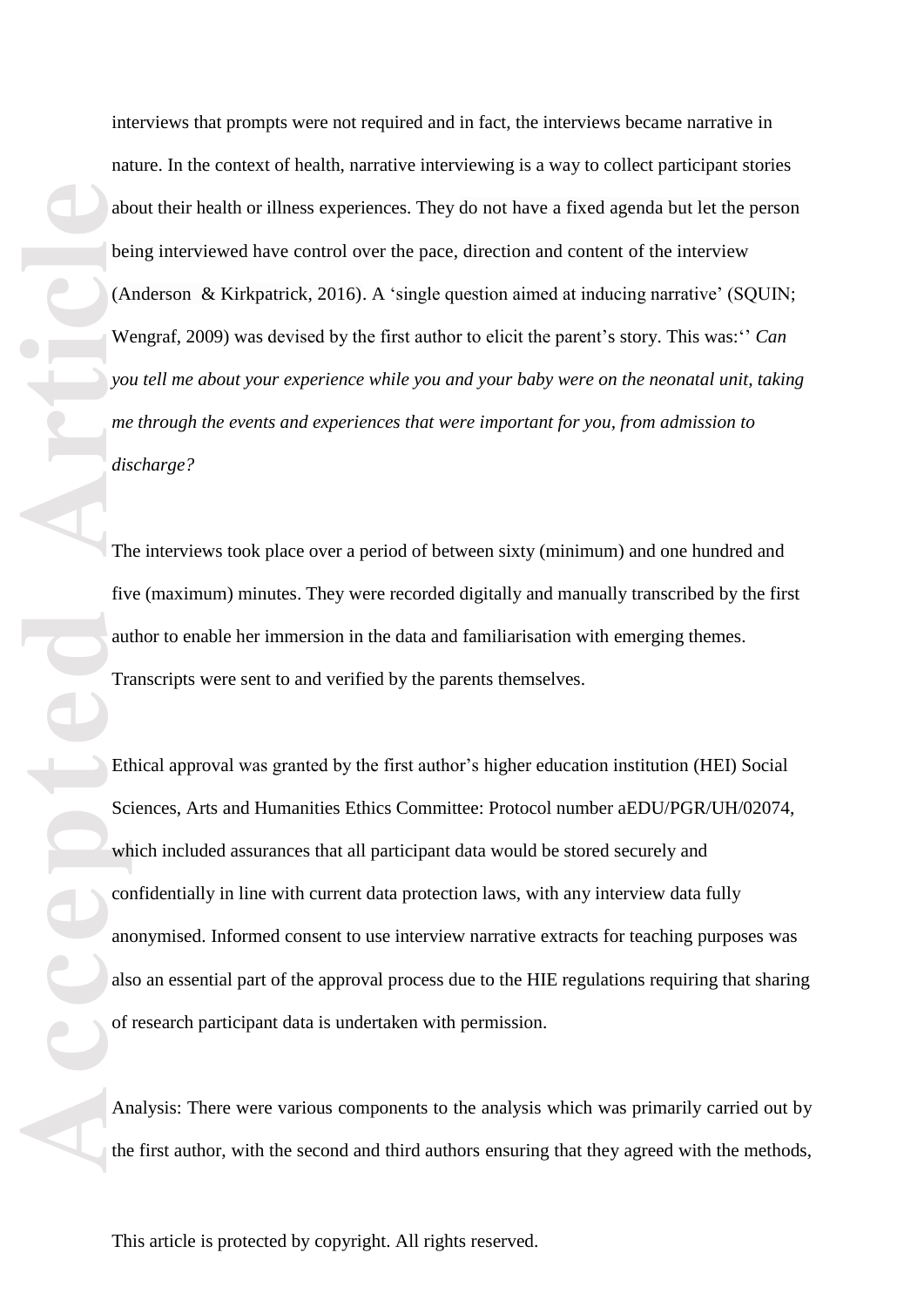interviews that prompts were not required and in fact, the interviews became narrative in nature. In the context of health, narrative interviewing is a way to collect participant stories about their health or illness experiences. They do not have a fixed agenda but let the person being interviewed have control over the pace, direction and content of the interview (Anderson & Kirkpatrick, 2016). A 'single question aimed at inducing narrative' (SQUIN; Wengraf, 2009) was devised by the first author to elicit the parent's story. This was:'' *Can you tell me about your experience while you and your baby were on the neonatal unit, taking me through the events and experiences that were important for you, from admission to discharge?*

The interviews took place over a period of between sixty (minimum) and one hundred and five (maximum) minutes. They were recorded digitally and manually transcribed by the first author to enable her immersion in the data and familiarisation with emerging themes. Transcripts were sent to and verified by the parents themselves.

Ethical approval was granted by the first author's higher education institution (HEI) Social Sciences, Arts and Humanities Ethics Committee: Protocol number aEDU/PGR/UH/02074, which included assurances that all participant data would be stored securely and confidentially in line with current data protection laws, with any interview data fully anonymised. Informed consent to use interview narrative extracts for teaching purposes was also an essential part of the approval process due to the HIE regulations requiring that sharing of research participant data is undertaken with permission.

Analysis: There were various components to the analysis which was primarily carried out by the first author, with the second and third authors ensuring that they agreed with the methods,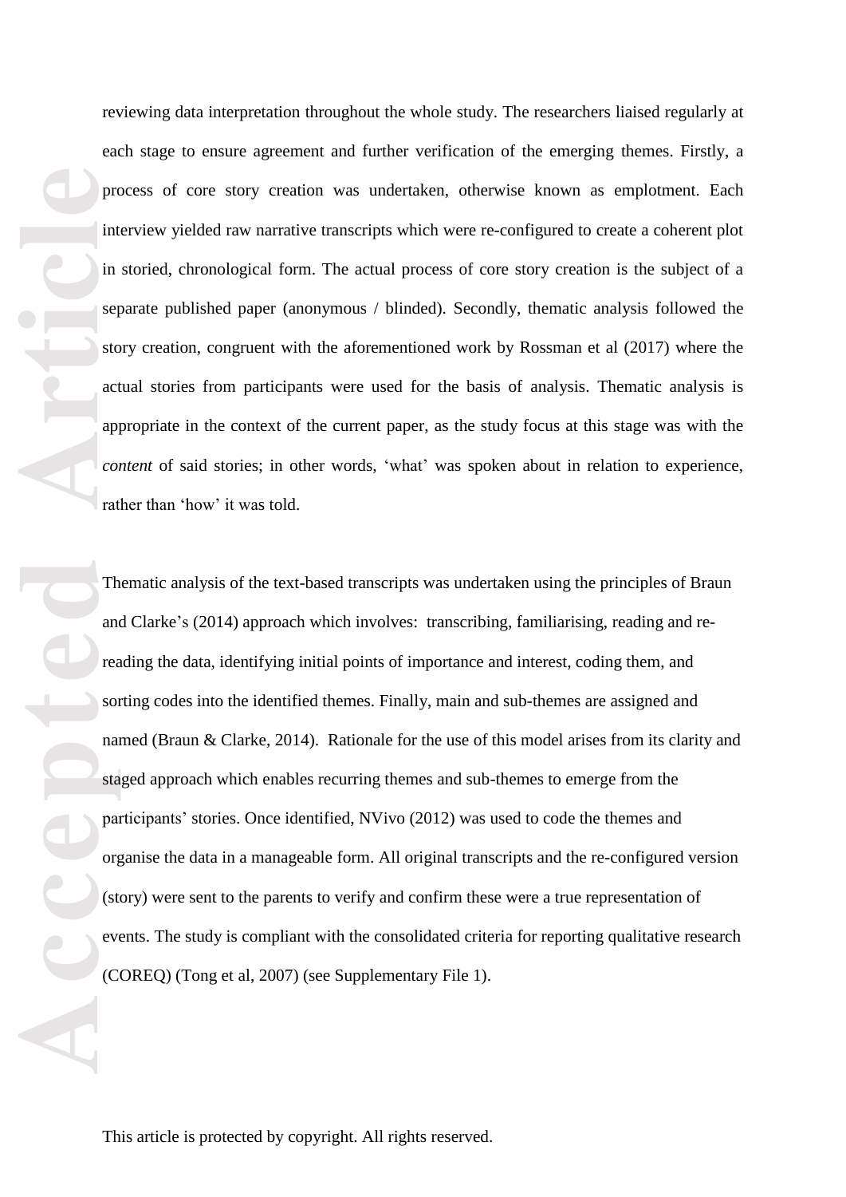reviewing data interpretation throughout the whole study. The researchers liaised regularly at each stage to ensure agreement and further verification of the emerging themes. Firstly, a process of core story creation was undertaken, otherwise known as emplotment. Each interview yielded raw narrative transcripts which were re-configured to create a coherent plot in storied, chronological form. The actual process of core story creation is the subject of a separate published paper (anonymous / blinded). Secondly, thematic analysis followed the story creation, congruent with the aforementioned work by Rossman et al (2017) where the actual stories from participants were used for the basis of analysis. Thematic analysis is appropriate in the context of the current paper, as the study focus at this stage was with the *content* of said stories; in other words, 'what' was spoken about in relation to experience, rather than 'how' it was told.

Thematic analysis of the text-based transcripts was undertaken using the principles of Braun and Clarke's (2014) approach which involves: transcribing, familiarising, reading and re-reading the data, identifying initial points of importance and interest, coding them, and sorting codes into the identified themes. Finally, main and sub-themes are assigned and named (Braun & Clarke, 2014). Rationale for the use of this model arises from its clarity and staged approach which enables recurring themes and sub-themes to emerge from the participants' stories. Once identified, NVivo (2012) was used to code the themes and organise the data in a manageable form. All original transcripts and the re-configured version (story) were sent to the parents to verify and confirm these were a true representation of events. The study is compliant with the consolidated criteria for reporting qualitative research (COREQ) (Tong et al, 2007) (see Supplementary File 1).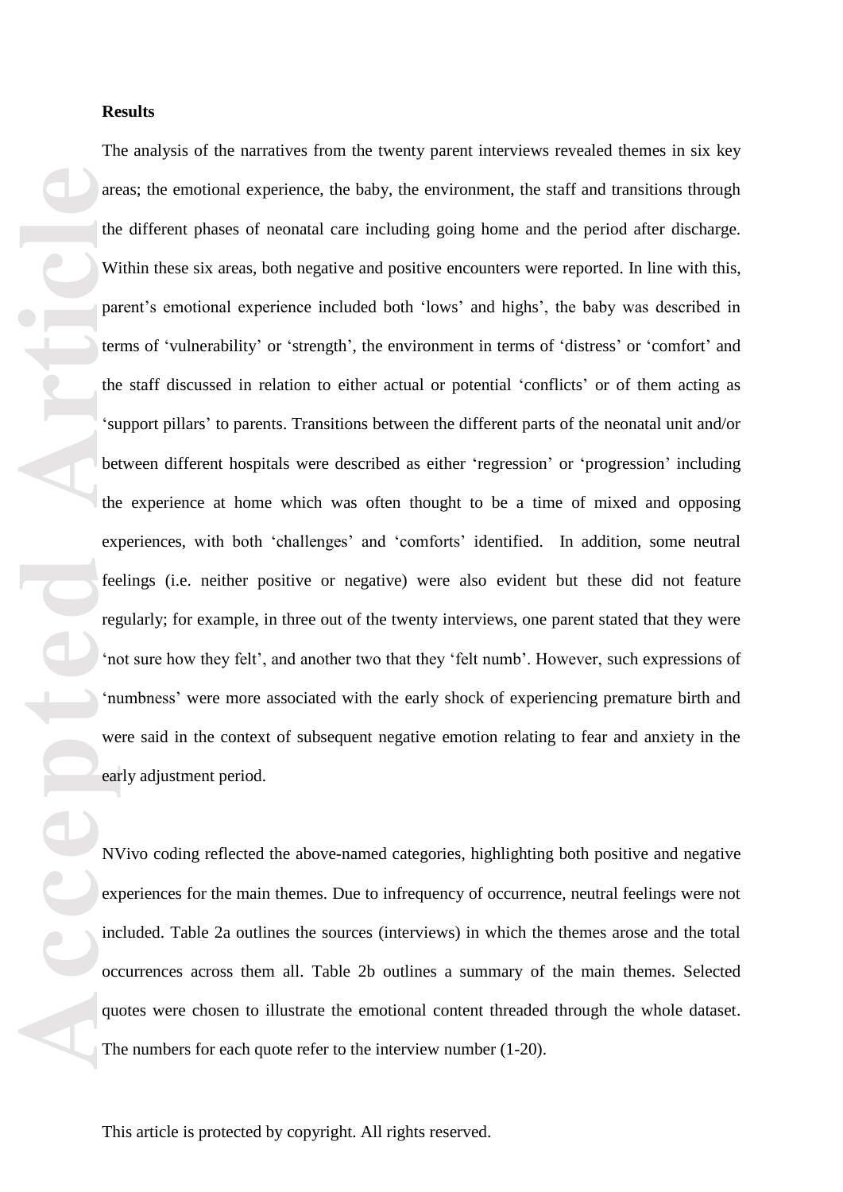**Results**

The analysis of the narratives from the twenty parent interviews revealed themes in six key areas; the emotional experience, the baby, the environment, the staff and transitions through the different phases of neonatal care including going home and the period after discharge. Within these six areas, both negative and positive encounters were reported. In line with this, parent's emotional experience included both 'lows' and highs', the baby was described in terms of 'vulnerability' or 'strength', the environment in terms of 'distress' or 'comfort' and the staff discussed in relation to either actual or potential 'conflicts' or of them acting as 'support pillars' to parents. Transitions between the different parts of the neonatal unit and/or between different hospitals were described as either 'regression' or 'progression' including the experience at home which was often thought to be a time of mixed and opposing experiences, with both 'challenges' and 'comforts' identified. In addition, some neutral feelings (i.e. neither positive or negative) were also evident but these did not feature regularly; for example, in three out of the twenty interviews, one parent stated that they were 'not sure how they felt', and another two that they 'felt numb'. However, such expressions of 'numbness' were more associated with the early shock of experiencing premature birth and were said in the context of subsequent negative emotion relating to fear and anxiety in the early adjustment period.

NVivo coding reflected the above-named categories, highlighting both positive and negative experiences for the main themes. Due to infrequency of occurrence, neutral feelings were not included. Table 2a outlines the sources (interviews) in which the themes arose and the total occurrences across them all. Table 2b outlines a summary of the main themes. Selected quotes were chosen to illustrate the emotional content threaded through the whole dataset. The numbers for each quote refer to the interview number (1-20).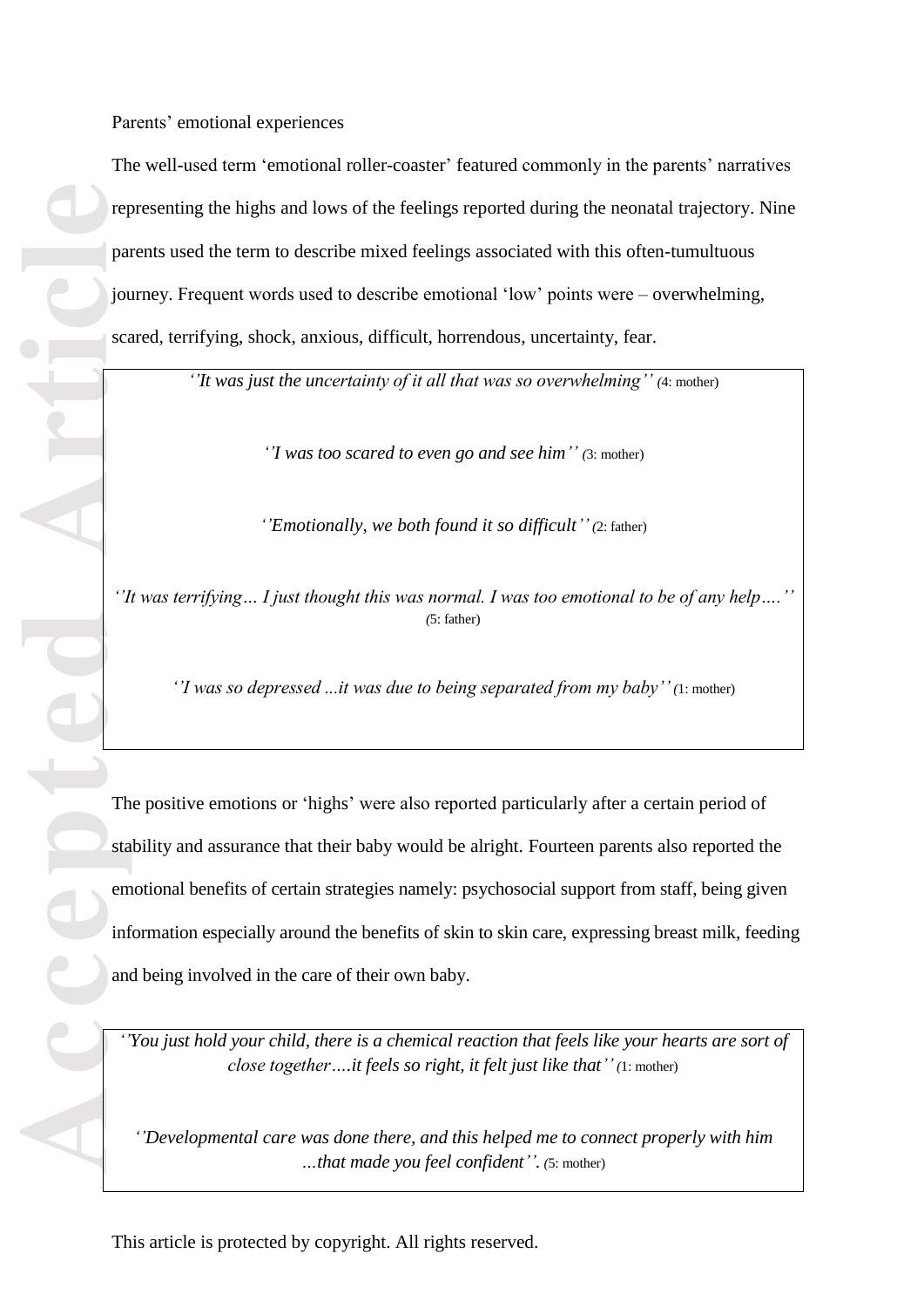Parents' emotional experiences

The well-used term 'emotional roller-coaster' featured commonly in the parents' narratives representing the highs and lows of the feelings reported during the neonatal trajectory. Nine parents used the term to describe mixed feelings associated with this often-tumultuous journey. Frequent words used to describe emotional 'low' points were – overwhelming, scared, terrifying, shock, anxious, difficult, horrendous, uncertainty, fear.

> *''It was just the uncertainty of it all that was so overwhelming''* (4: mother)
>
> *''I was too scared to even go and see him''* (3: mother)
>
> *''Emotionally, we both found it so difficult''* (2: father)
>
> *''It was terrifying… I just thought this was normal. I was too emotional to be of any help….''* (5: father)
>
> *''I was so depressed ...it was due to being separated from my baby''* (1: mother)

The positive emotions or 'highs' were also reported particularly after a certain period of stability and assurance that their baby would be alright. Fourteen parents also reported the emotional benefits of certain strategies namely: psychosocial support from staff, being given information especially around the benefits of skin to skin care, expressing breast milk, feeding and being involved in the care of their own baby.

> *''You just hold your child, there is a chemical reaction that feels like your hearts are sort of close together….it feels so right, it felt just like that''* (1: mother)
>
> *''Developmental care was done there, and this helped me to connect properly with him ...that made you feel confident''.* (5: mother)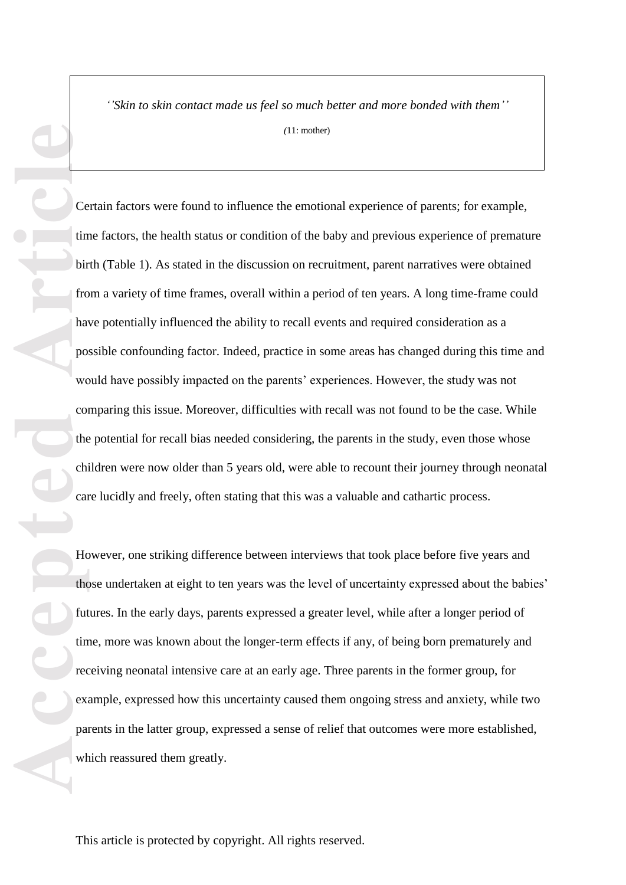> *''Skin to skin contact made us feel so much better and more bonded with them''*
>
> (11: mother)

Certain factors were found to influence the emotional experience of parents; for example, time factors, the health status or condition of the baby and previous experience of premature birth (Table 1). As stated in the discussion on recruitment, parent narratives were obtained from a variety of time frames, overall within a period of ten years. A long time-frame could have potentially influenced the ability to recall events and required consideration as a possible confounding factor. Indeed, practice in some areas has changed during this time and would have possibly impacted on the parents' experiences. However, the study was not comparing this issue. Moreover, difficulties with recall was not found to be the case. While the potential for recall bias needed considering, the parents in the study, even those whose children were now older than 5 years old, were able to recount their journey through neonatal care lucidly and freely, often stating that this was a valuable and cathartic process.

However, one striking difference between interviews that took place before five years and those undertaken at eight to ten years was the level of uncertainty expressed about the babies' futures. In the early days, parents expressed a greater level, while after a longer period of time, more was known about the longer-term effects if any, of being born prematurely and receiving neonatal intensive care at an early age. Three parents in the former group, for example, expressed how this uncertainty caused them ongoing stress and anxiety, while two parents in the latter group, expressed a sense of relief that outcomes were more established, which reassured them greatly.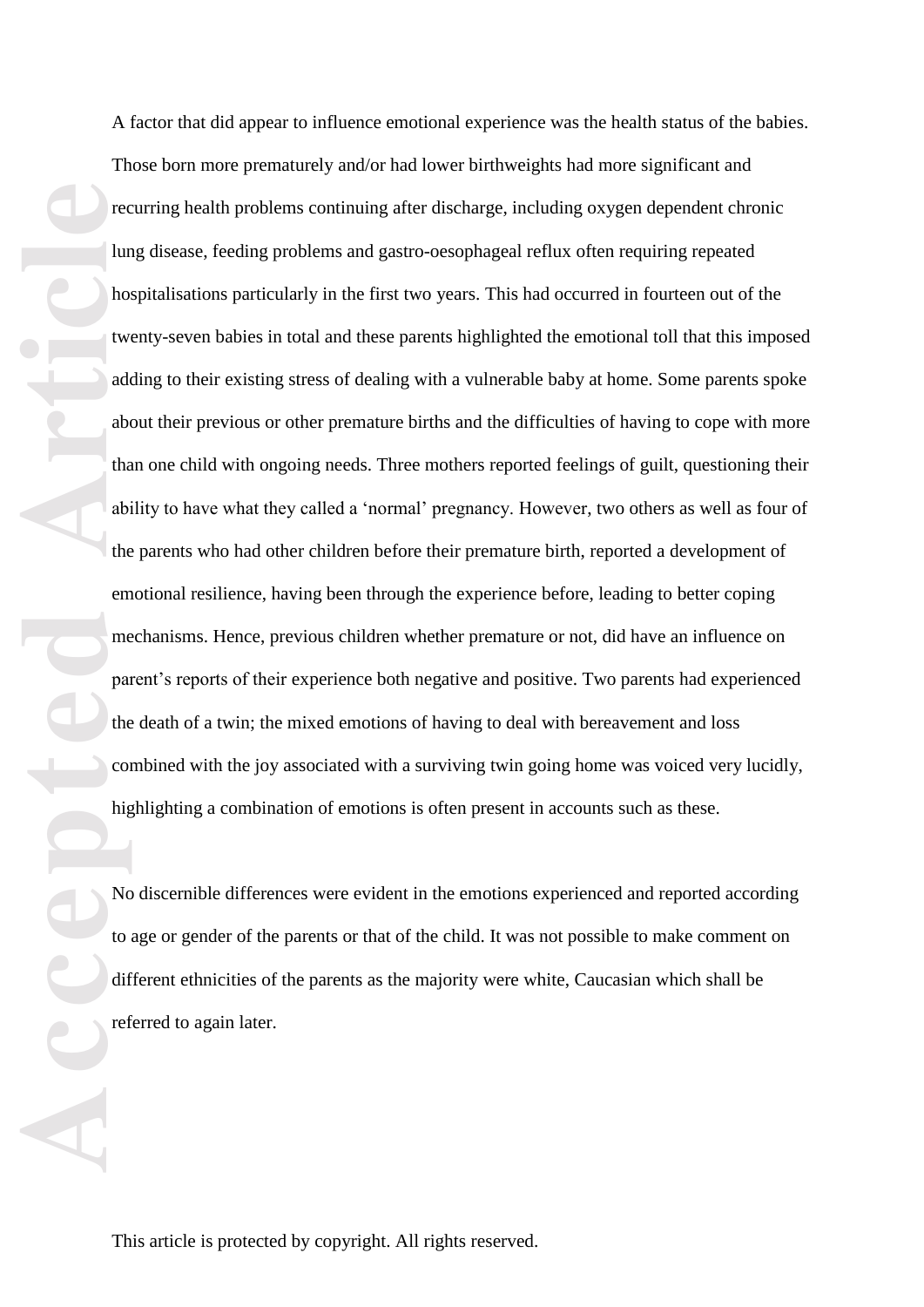A factor that did appear to influence emotional experience was the health status of the babies. Those born more prematurely and/or had lower birthweights had more significant and recurring health problems continuing after discharge, including oxygen dependent chronic lung disease, feeding problems and gastro-oesophageal reflux often requiring repeated hospitalisations particularly in the first two years. This had occurred in fourteen out of the twenty-seven babies in total and these parents highlighted the emotional toll that this imposed adding to their existing stress of dealing with a vulnerable baby at home. Some parents spoke about their previous or other premature births and the difficulties of having to cope with more than one child with ongoing needs. Three mothers reported feelings of guilt, questioning their ability to have what they called a 'normal' pregnancy. However, two others as well as four of the parents who had other children before their premature birth, reported a development of emotional resilience, having been through the experience before, leading to better coping mechanisms. Hence, previous children whether premature or not, did have an influence on parent's reports of their experience both negative and positive. Two parents had experienced the death of a twin; the mixed emotions of having to deal with bereavement and loss combined with the joy associated with a surviving twin going home was voiced very lucidly, highlighting a combination of emotions is often present in accounts such as these.

No discernible differences were evident in the emotions experienced and reported according to age or gender of the parents or that of the child. It was not possible to make comment on different ethnicities of the parents as the majority were white, Caucasian which shall be referred to again later.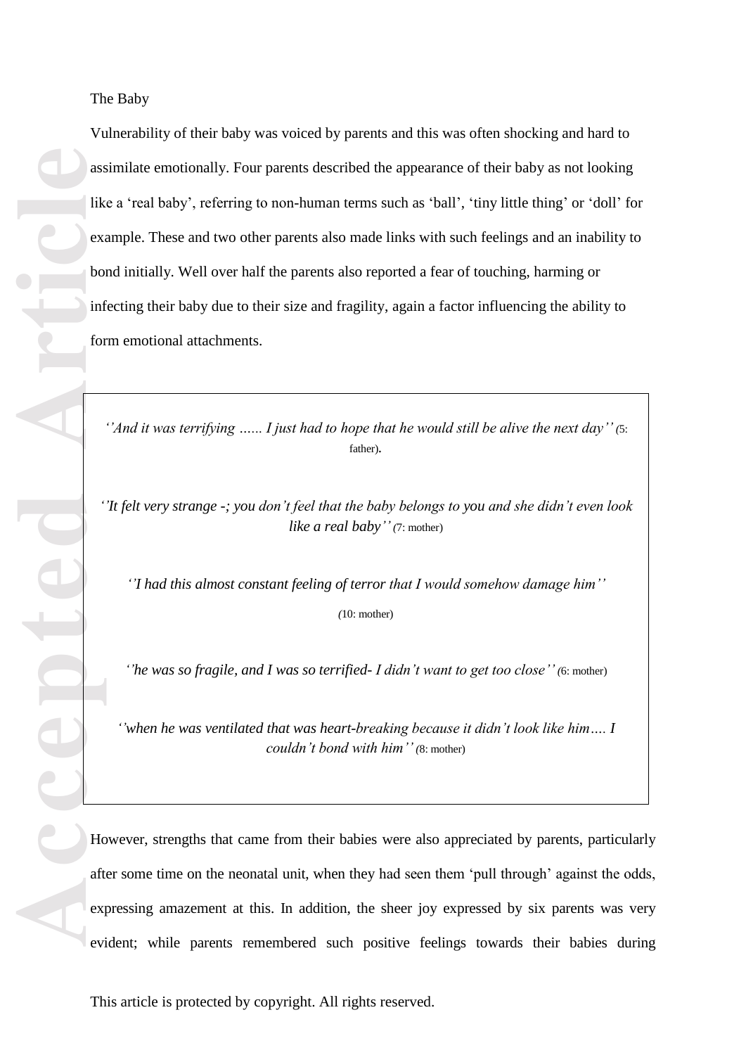The Baby

Vulnerability of their baby was voiced by parents and this was often shocking and hard to assimilate emotionally. Four parents described the appearance of their baby as not looking like a 'real baby', referring to non-human terms such as 'ball', 'tiny little thing' or 'doll' for example. These and two other parents also made links with such feelings and an inability to bond initially. Well over half the parents also reported a fear of touching, harming or infecting their baby due to their size and fragility, again a factor influencing the ability to form emotional attachments.

*''And it was terrifying …… I just had to hope that he would still be alive the next day''* (5: father).

*''It felt very strange -; you don't feel that the baby belongs to you and she didn't even look like a real baby''* (7: mother)

*''I had this almost constant feeling of terror that I would somehow damage him''* (10: mother)

*''he was so fragile, and I was so terrified- I didn't want to get too close''* (6: mother)

*''when he was ventilated that was heart-breaking because it didn't look like him…. I couldn't bond with him''* (8: mother)

However, strengths that came from their babies were also appreciated by parents, particularly after some time on the neonatal unit, when they had seen them 'pull through' against the odds, expressing amazement at this. In addition, the sheer joy expressed by six parents was very evident; while parents remembered such positive feelings towards their babies during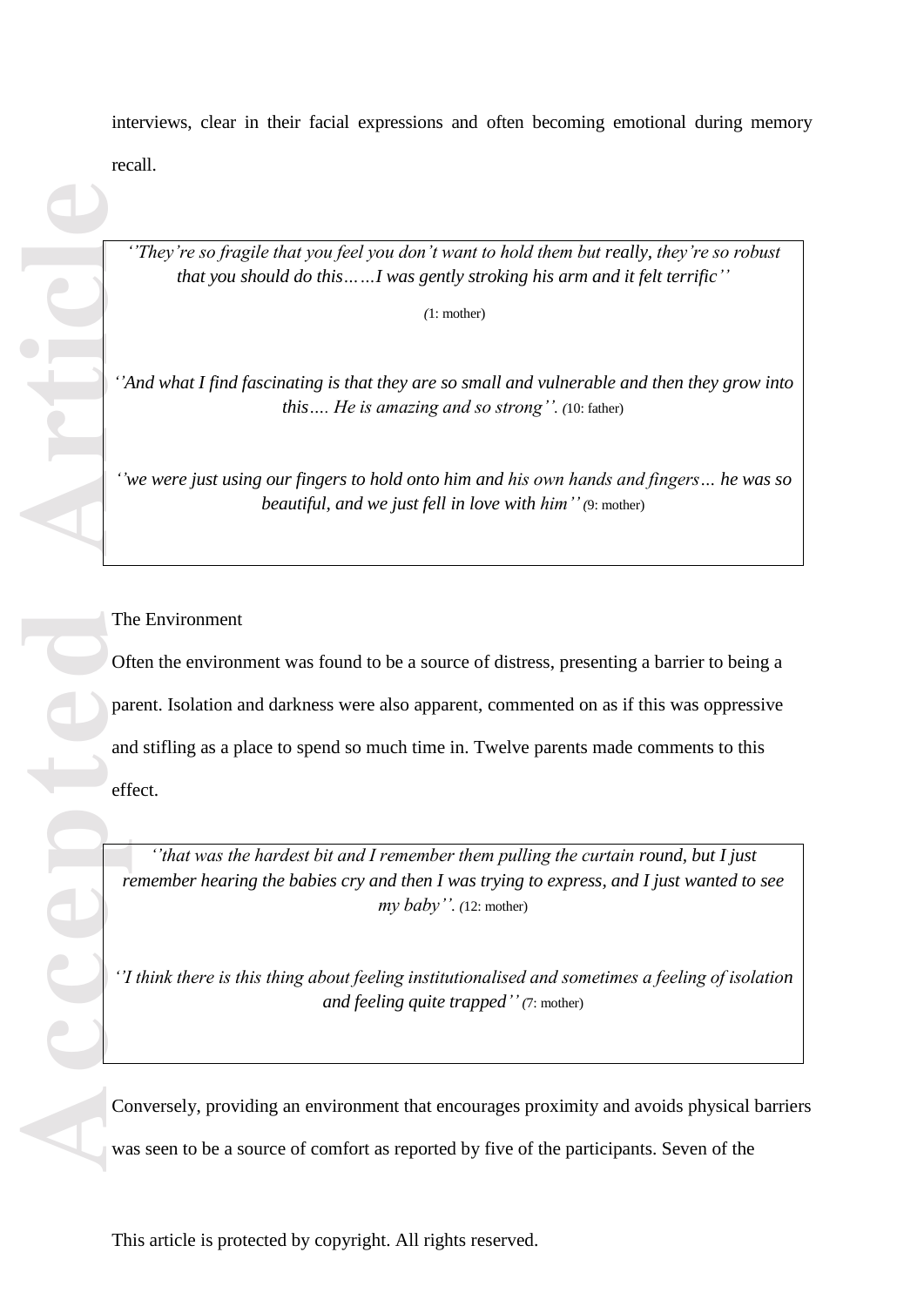interviews, clear in their facial expressions and often becoming emotional during memory recall.

*''They're so fragile that you feel you don't want to hold them but really, they're so robust that you should do this……I was gently stroking his arm and it felt terrific''*

(1: mother)

*''And what I find fascinating is that they are so small and vulnerable and then they grow into this…. He is amazing and so strong''.* (10: father)

*''we were just using our fingers to hold onto him and his own hands and fingers… he was so beautiful, and we just fell in love with him''* (9: mother)

The Environment

Often the environment was found to be a source of distress, presenting a barrier to being a parent. Isolation and darkness were also apparent, commented on as if this was oppressive and stifling as a place to spend so much time in. Twelve parents made comments to this effect.

*''that was the hardest bit and I remember them pulling the curtain round, but I just remember hearing the babies cry and then I was trying to express, and I just wanted to see my baby''.* (12: mother)

*''I think there is this thing about feeling institutionalised and sometimes a feeling of isolation and feeling quite trapped''* (7: mother)

Conversely, providing an environment that encourages proximity and avoids physical barriers was seen to be a source of comfort as reported by five of the participants. Seven of the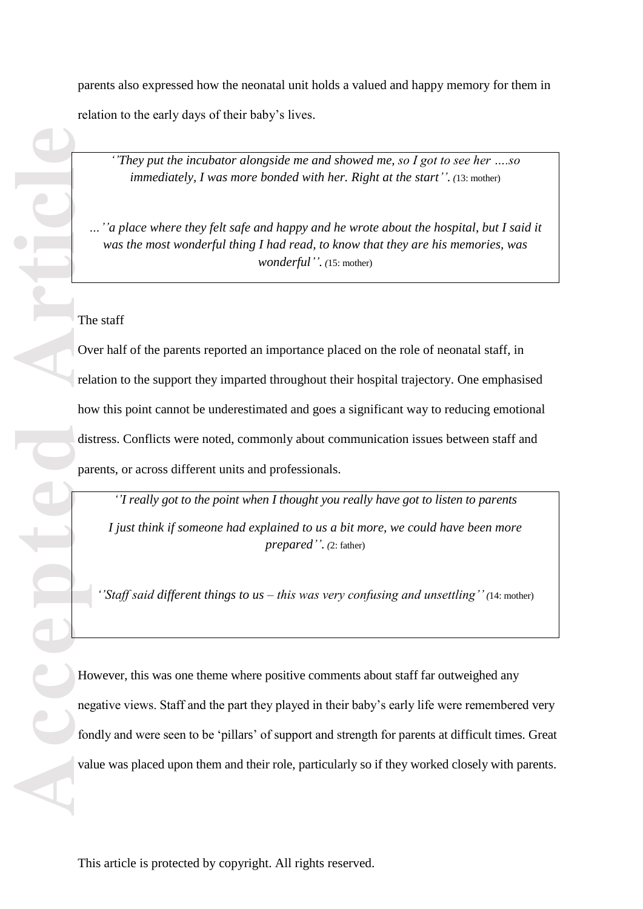parents also expressed how the neonatal unit holds a valued and happy memory for them in relation to the early days of their baby's lives.

> *''They put the incubator alongside me and showed me, so I got to see her ….so immediately, I was more bonded with her. Right at the start''.* (13: mother)
>
> *…''a place where they felt safe and happy and he wrote about the hospital, but I said it was the most wonderful thing I had read, to know that they are his memories, was wonderful''.* (15: mother)

The staff

Over half of the parents reported an importance placed on the role of neonatal staff, in relation to the support they imparted throughout their hospital trajectory. One emphasised how this point cannot be underestimated and goes a significant way to reducing emotional distress. Conflicts were noted, commonly about communication issues between staff and parents, or across different units and professionals.

> *''I really got to the point when I thought you really have got to listen to parents*
>
> *I just think if someone had explained to us a bit more, we could have been more prepared''.* (2: father)
>
> *''Staff said different things to us – this was very confusing and unsettling''* (14: mother)

However, this was one theme where positive comments about staff far outweighed any negative views. Staff and the part they played in their baby's early life were remembered very fondly and were seen to be 'pillars' of support and strength for parents at difficult times. Great value was placed upon them and their role, particularly so if they worked closely with parents.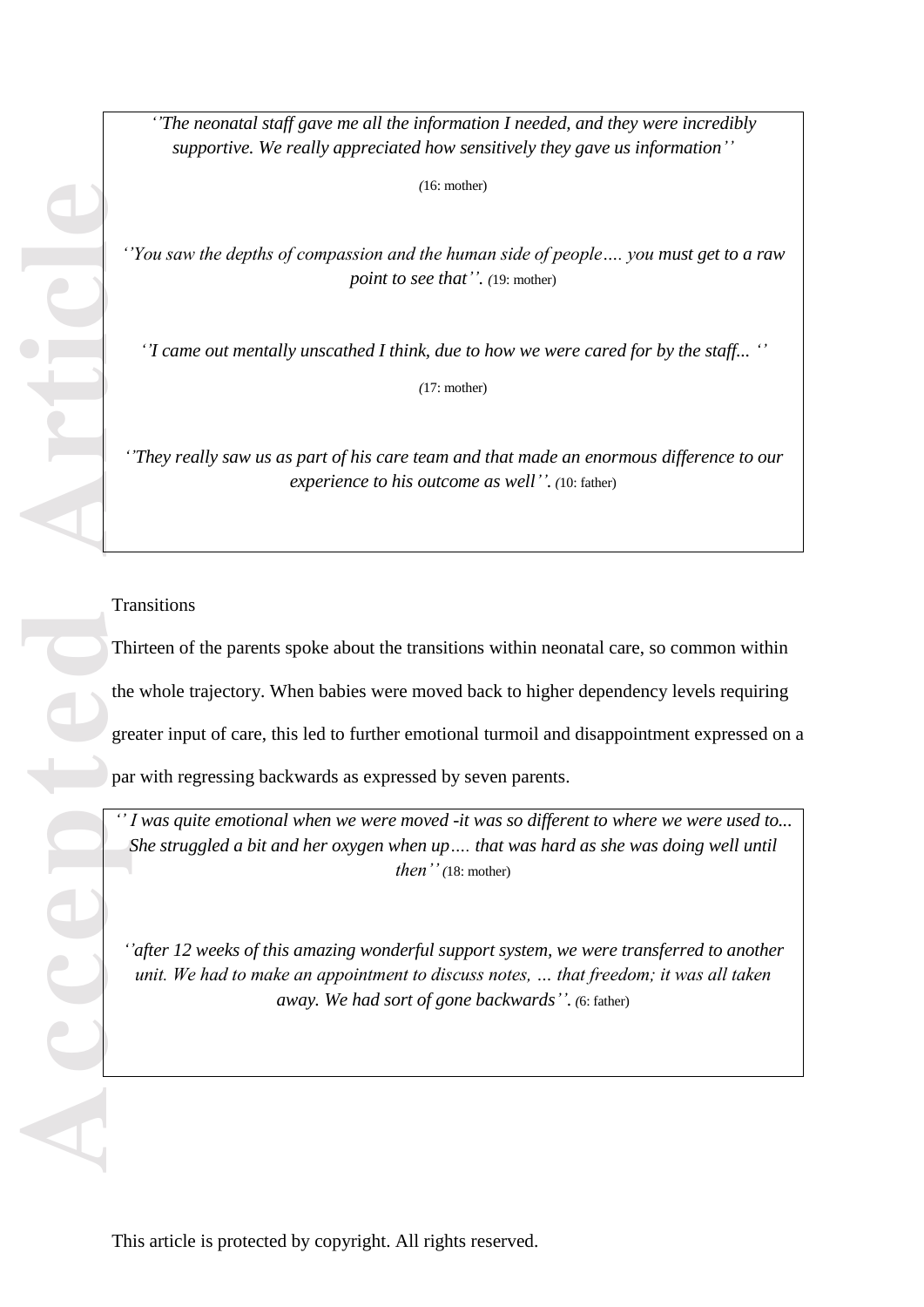*''The neonatal staff gave me all the information I needed, and they were incredibly supportive. We really appreciated how sensitively they gave us information''*

(16: mother)

*''You saw the depths of compassion and the human side of people…. you must get to a raw point to see that''.* (19: mother)

*''I came out mentally unscathed I think, due to how we were cared for by the staff... ''*

(17: mother)

*''They really saw us as part of his care team and that made an enormous difference to our experience to his outcome as well''.* (10: father)

Transitions

Thirteen of the parents spoke about the transitions within neonatal care, so common within the whole trajectory. When babies were moved back to higher dependency levels requiring greater input of care, this led to further emotional turmoil and disappointment expressed on a par with regressing backwards as expressed by seven parents.

*'' I was quite emotional when we were moved -it was so different to where we were used to... She struggled a bit and her oxygen when up…. that was hard as she was doing well until then''* (18: mother)

*''after 12 weeks of this amazing wonderful support system, we were transferred to another unit. We had to make an appointment to discuss notes, … that freedom; it was all taken away. We had sort of gone backwards''.* (6: father)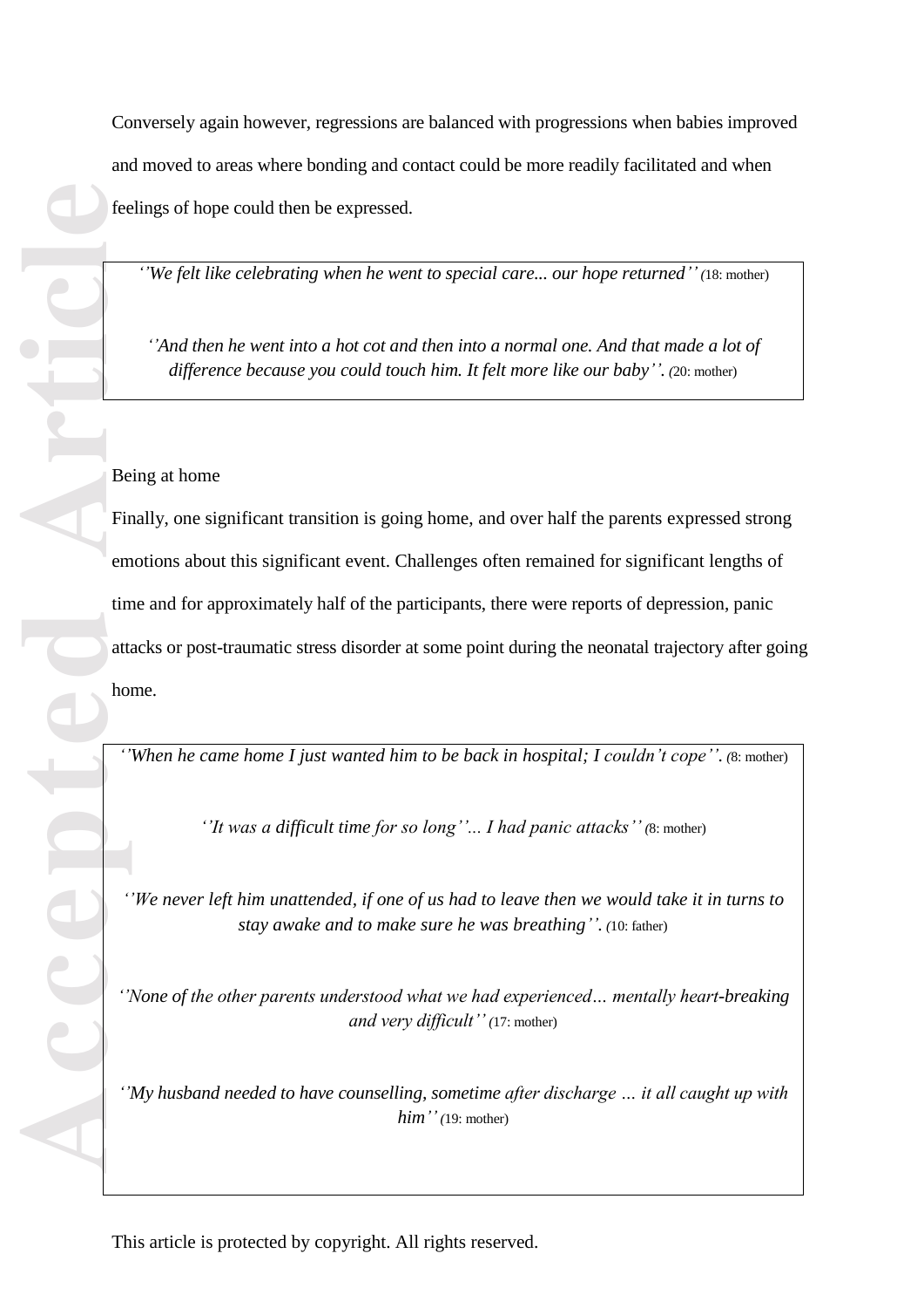Conversely again however, regressions are balanced with progressions when babies improved and moved to areas where bonding and contact could be more readily facilitated and when feelings of hope could then be expressed.

> *''We felt like celebrating when he went to special care... our hope returned''* (18: mother)
>
> *''And then he went into a hot cot and then into a normal one. And that made a lot of difference because you could touch him. It felt more like our baby''.* (20: mother)

Being at home

Finally, one significant transition is going home, and over half the parents expressed strong emotions about this significant event. Challenges often remained for significant lengths of time and for approximately half of the participants, there were reports of depression, panic attacks or post-traumatic stress disorder at some point during the neonatal trajectory after going home.

> *''When he came home I just wanted him to be back in hospital; I couldn't cope''.* (8: mother)
>
> *''It was a difficult time for so long''... I had panic attacks''* (8: mother)
>
> *''We never left him unattended, if one of us had to leave then we would take it in turns to stay awake and to make sure he was breathing''.* (10: father)
>
> *''None of the other parents understood what we had experienced… mentally heart-breaking and very difficult''* (17: mother)
>
> *''My husband needed to have counselling, sometime after discharge … it all caught up with him''* (19: mother)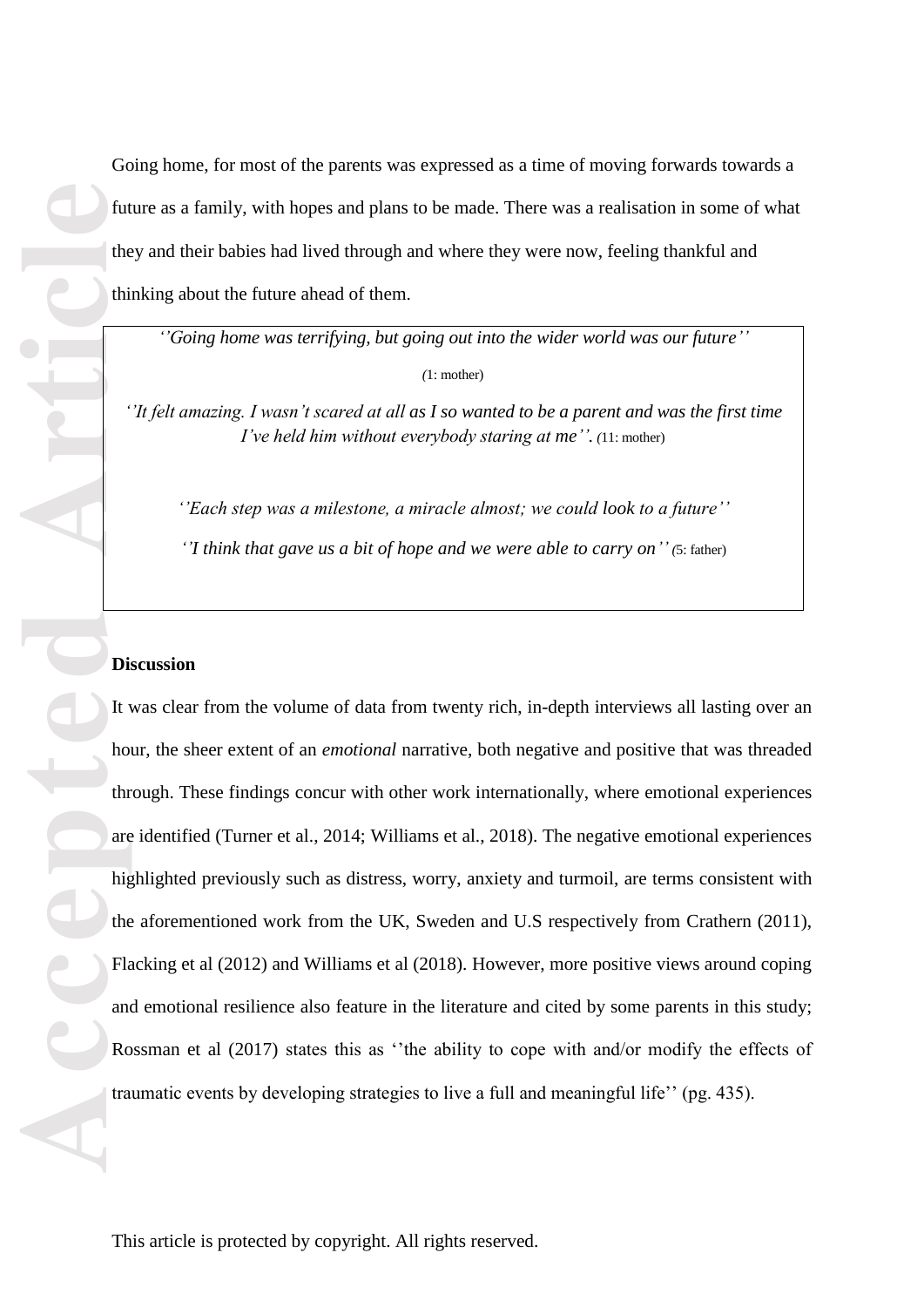Going home, for most of the parents was expressed as a time of moving forwards towards a future as a family, with hopes and plans to be made. There was a realisation in some of what they and their babies had lived through and where they were now, feeling thankful and thinking about the future ahead of them.

> *''Going home was terrifying, but going out into the wider world was our future''* (1: mother)
>
> *''It felt amazing. I wasn't scared at all as I so wanted to be a parent and was the first time I've held him without everybody staring at me''.* (11: mother)
>
> *''Each step was a milestone, a miracle almost; we could look to a future''*
>
> *''I think that gave us a bit of hope and we were able to carry on''* (5: father)

**Discussion**

It was clear from the volume of data from twenty rich, in-depth interviews all lasting over an hour, the sheer extent of an *emotional* narrative, both negative and positive that was threaded through. These findings concur with other work internationally, where emotional experiences are identified (Turner et al., 2014; Williams et al., 2018). The negative emotional experiences highlighted previously such as distress, worry, anxiety and turmoil, are terms consistent with the aforementioned work from the UK, Sweden and U.S respectively from Crathern (2011), Flacking et al (2012) and Williams et al (2018). However, more positive views around coping and emotional resilience also feature in the literature and cited by some parents in this study; Rossman et al (2017) states this as ''the ability to cope with and/or modify the effects of traumatic events by developing strategies to live a full and meaningful life'' (pg. 435).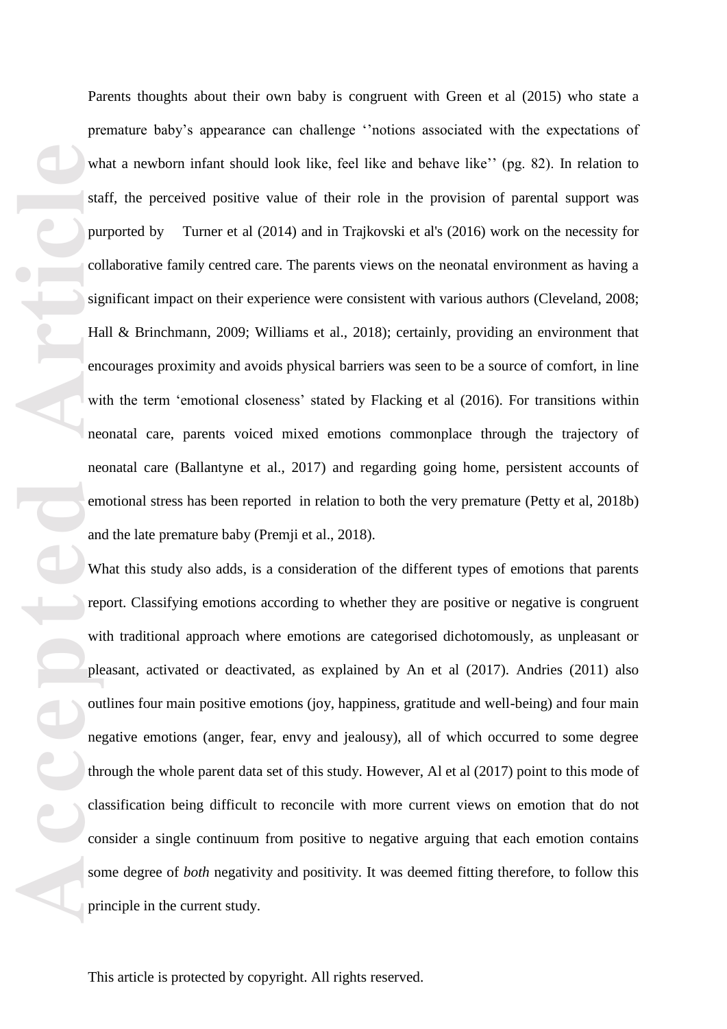Parents thoughts about their own baby is congruent with Green et al (2015) who state a premature baby's appearance can challenge ''notions associated with the expectations of what a newborn infant should look like, feel like and behave like'' (pg. 82). In relation to staff, the perceived positive value of their role in the provision of parental support was purported by  Turner et al (2014) and in Trajkovski et al's (2016) work on the necessity for collaborative family centred care. The parents views on the neonatal environment as having a significant impact on their experience were consistent with various authors (Cleveland, 2008; Hall & Brinchmann, 2009; Williams et al., 2018); certainly, providing an environment that encourages proximity and avoids physical barriers was seen to be a source of comfort, in line with the term 'emotional closeness' stated by Flacking et al (2016). For transitions within neonatal care, parents voiced mixed emotions commonplace through the trajectory of neonatal care (Ballantyne et al., 2017) and regarding going home, persistent accounts of emotional stress has been reported in relation to both the very premature (Petty et al, 2018b) and the late premature baby (Premji et al., 2018).

What this study also adds, is a consideration of the different types of emotions that parents report. Classifying emotions according to whether they are positive or negative is congruent with traditional approach where emotions are categorised dichotomously, as unpleasant or pleasant, activated or deactivated, as explained by An et al (2017). Andries (2011) also outlines four main positive emotions (joy, happiness, gratitude and well-being) and four main negative emotions (anger, fear, envy and jealousy), all of which occurred to some degree through the whole parent data set of this study. However, Al et al (2017) point to this mode of classification being difficult to reconcile with more current views on emotion that do not consider a single continuum from positive to negative arguing that each emotion contains some degree of *both* negativity and positivity. It was deemed fitting therefore, to follow this principle in the current study.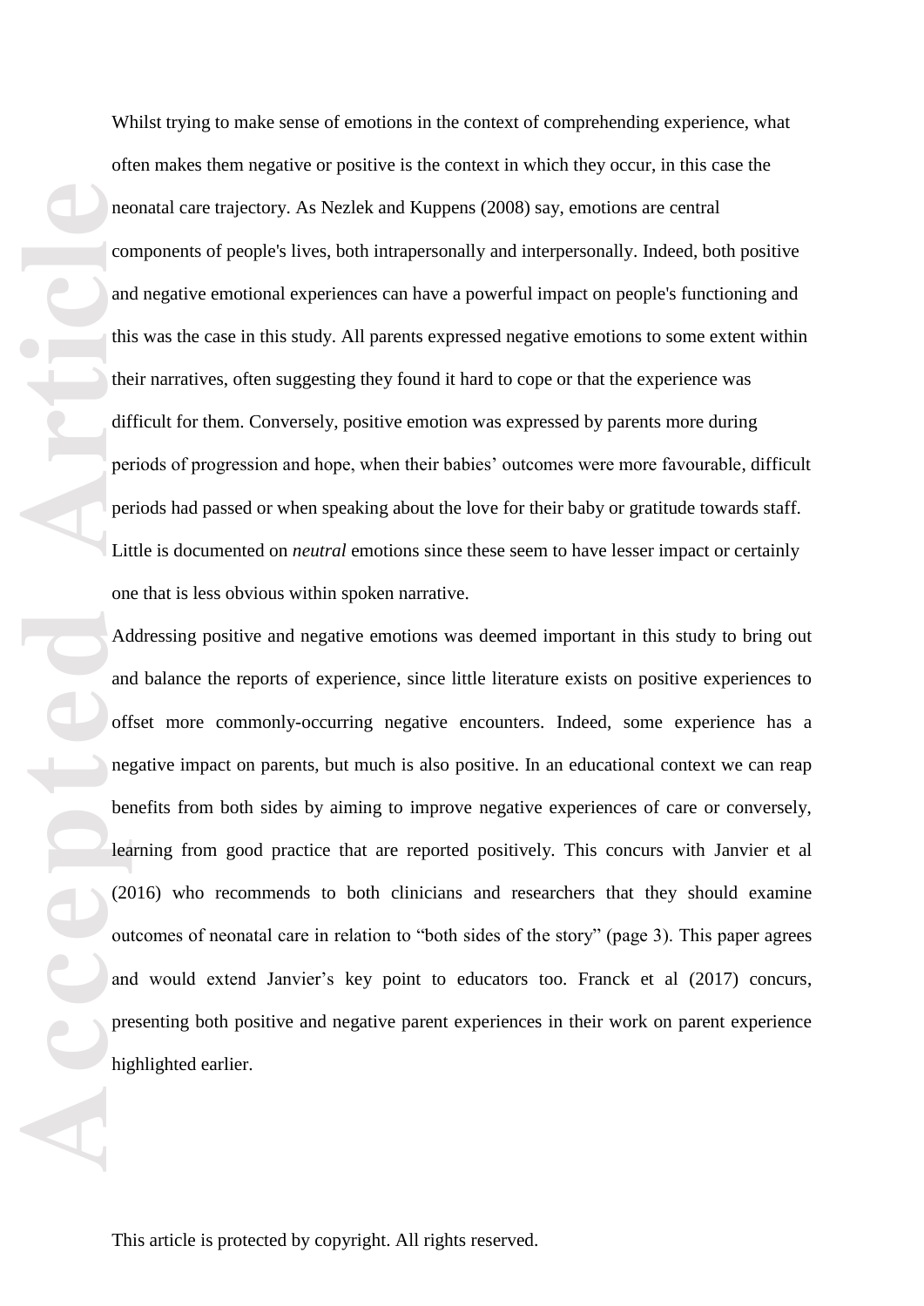Whilst trying to make sense of emotions in the context of comprehending experience, what often makes them negative or positive is the context in which they occur, in this case the neonatal care trajectory. As Nezlek and Kuppens (2008) say, emotions are central components of people's lives, both intrapersonally and interpersonally. Indeed, both positive and negative emotional experiences can have a powerful impact on people's functioning and this was the case in this study. All parents expressed negative emotions to some extent within their narratives, often suggesting they found it hard to cope or that the experience was difficult for them. Conversely, positive emotion was expressed by parents more during periods of progression and hope, when their babies' outcomes were more favourable, difficult periods had passed or when speaking about the love for their baby or gratitude towards staff. Little is documented on *neutral* emotions since these seem to have lesser impact or certainly one that is less obvious within spoken narrative.

Addressing positive and negative emotions was deemed important in this study to bring out and balance the reports of experience, since little literature exists on positive experiences to offset more commonly-occurring negative encounters. Indeed, some experience has a negative impact on parents, but much is also positive. In an educational context we can reap benefits from both sides by aiming to improve negative experiences of care or conversely, learning from good practice that are reported positively. This concurs with Janvier et al (2016) who recommends to both clinicians and researchers that they should examine outcomes of neonatal care in relation to "both sides of the story" (page 3). This paper agrees and would extend Janvier's key point to educators too. Franck et al (2017) concurs, presenting both positive and negative parent experiences in their work on parent experience highlighted earlier.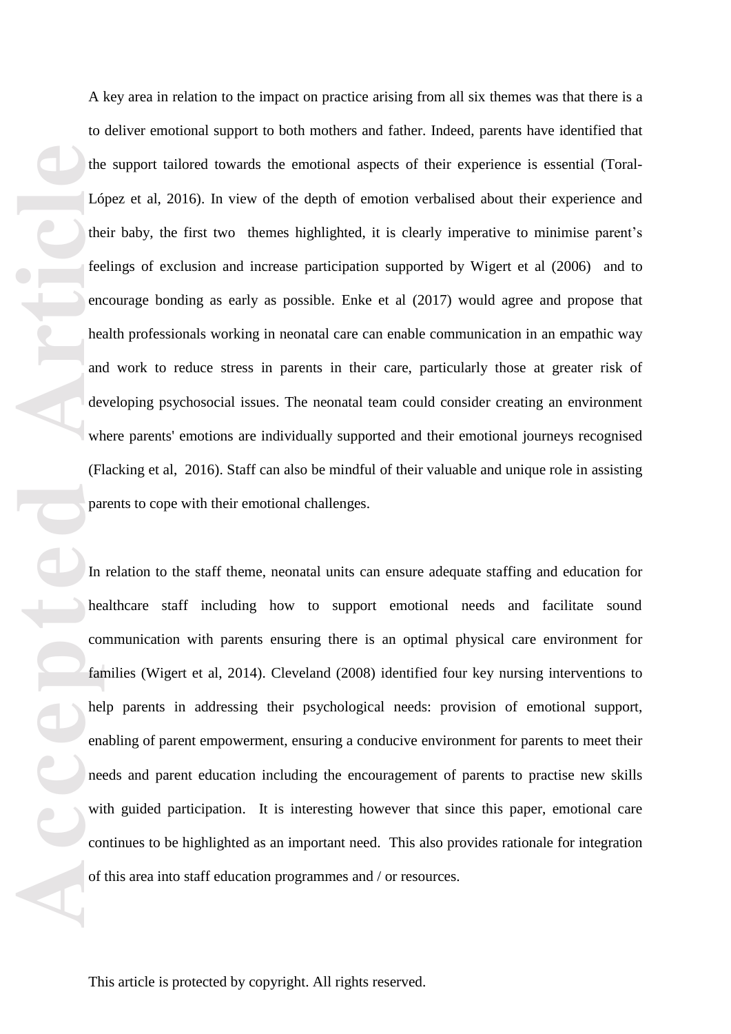A key area in relation to the impact on practice arising from all six themes was that there is a to deliver emotional support to both mothers and father. Indeed, parents have identified that the support tailored towards the emotional aspects of their experience is essential (Toral-López et al, 2016). In view of the depth of emotion verbalised about their experience and their baby, the first two themes highlighted, it is clearly imperative to minimise parent's feelings of exclusion and increase participation supported by Wigert et al (2006) and to encourage bonding as early as possible. Enke et al (2017) would agree and propose that health professionals working in neonatal care can enable communication in an empathic way and work to reduce stress in parents in their care, particularly those at greater risk of developing psychosocial issues. The neonatal team could consider creating an environment where parents' emotions are individually supported and their emotional journeys recognised (Flacking et al, 2016). Staff can also be mindful of their valuable and unique role in assisting parents to cope with their emotional challenges.

In relation to the staff theme, neonatal units can ensure adequate staffing and education for healthcare staff including how to support emotional needs and facilitate sound communication with parents ensuring there is an optimal physical care environment for families (Wigert et al, 2014). Cleveland (2008) identified four key nursing interventions to help parents in addressing their psychological needs: provision of emotional support, enabling of parent empowerment, ensuring a conducive environment for parents to meet their needs and parent education including the encouragement of parents to practise new skills with guided participation. It is interesting however that since this paper, emotional care continues to be highlighted as an important need. This also provides rationale for integration of this area into staff education programmes and / or resources.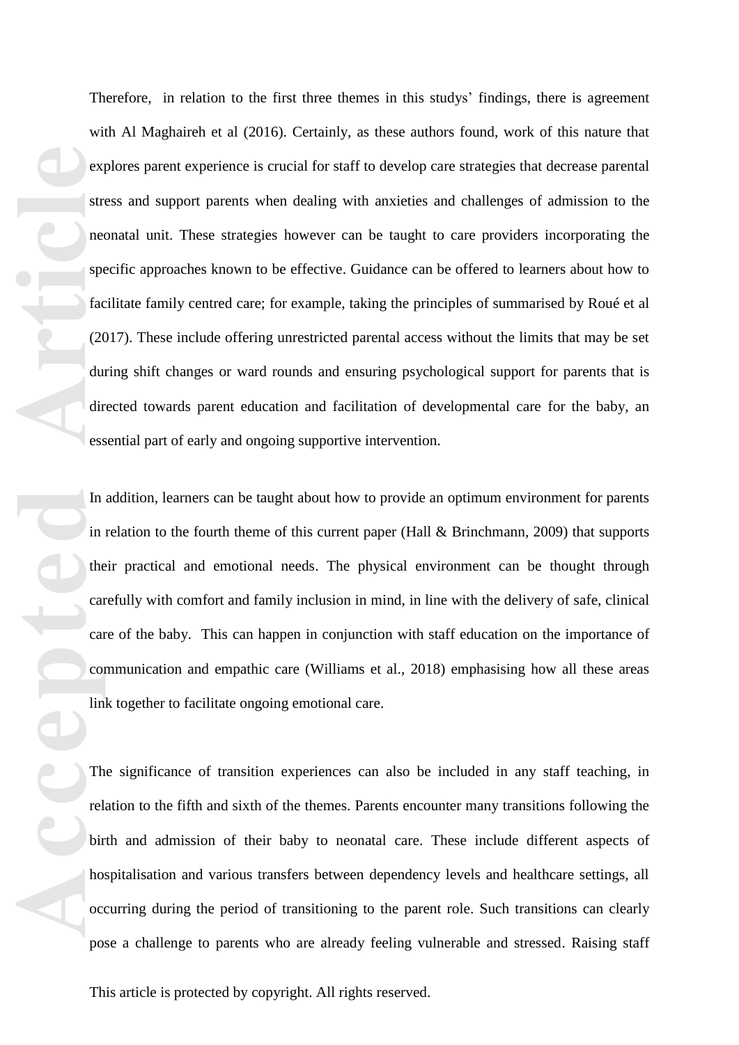Therefore, in relation to the first three themes in this studys' findings, there is agreement with Al Maghaireh et al (2016). Certainly, as these authors found, work of this nature that explores parent experience is crucial for staff to develop care strategies that decrease parental stress and support parents when dealing with anxieties and challenges of admission to the neonatal unit. These strategies however can be taught to care providers incorporating the specific approaches known to be effective. Guidance can be offered to learners about how to facilitate family centred care; for example, taking the principles of summarised by Roué et al (2017). These include offering unrestricted parental access without the limits that may be set during shift changes or ward rounds and ensuring psychological support for parents that is directed towards parent education and facilitation of developmental care for the baby, an essential part of early and ongoing supportive intervention.

In addition, learners can be taught about how to provide an optimum environment for parents in relation to the fourth theme of this current paper (Hall & Brinchmann, 2009) that supports their practical and emotional needs. The physical environment can be thought through carefully with comfort and family inclusion in mind, in line with the delivery of safe, clinical care of the baby. This can happen in conjunction with staff education on the importance of communication and empathic care (Williams et al., 2018) emphasising how all these areas link together to facilitate ongoing emotional care.

The significance of transition experiences can also be included in any staff teaching, in relation to the fifth and sixth of the themes. Parents encounter many transitions following the birth and admission of their baby to neonatal care. These include different aspects of hospitalisation and various transfers between dependency levels and healthcare settings, all occurring during the period of transitioning to the parent role. Such transitions can clearly pose a challenge to parents who are already feeling vulnerable and stressed. Raising staff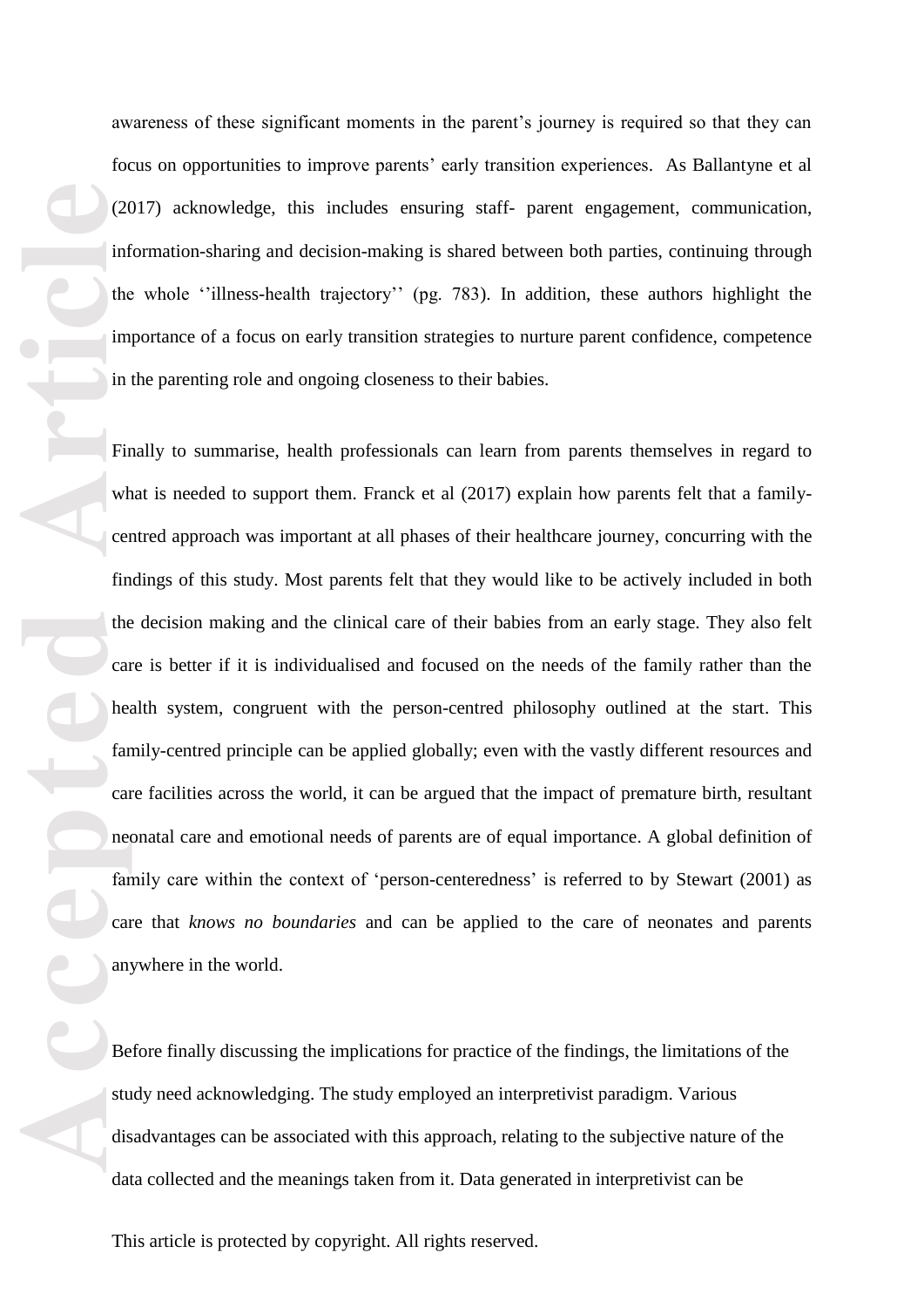awareness of these significant moments in the parent's journey is required so that they can focus on opportunities to improve parents' early transition experiences. As Ballantyne et al (2017) acknowledge, this includes ensuring staff- parent engagement, communication, information-sharing and decision-making is shared between both parties, continuing through the whole ''illness-health trajectory'' (pg. 783). In addition, these authors highlight the importance of a focus on early transition strategies to nurture parent confidence, competence in the parenting role and ongoing closeness to their babies.

Finally to summarise, health professionals can learn from parents themselves in regard to what is needed to support them. Franck et al (2017) explain how parents felt that a family-centred approach was important at all phases of their healthcare journey, concurring with the findings of this study. Most parents felt that they would like to be actively included in both the decision making and the clinical care of their babies from an early stage. They also felt care is better if it is individualised and focused on the needs of the family rather than the health system, congruent with the person-centred philosophy outlined at the start. This family-centred principle can be applied globally; even with the vastly different resources and care facilities across the world, it can be argued that the impact of premature birth, resultant neonatal care and emotional needs of parents are of equal importance. A global definition of family care within the context of 'person-centeredness' is referred to by Stewart (2001) as care that *knows no boundaries* and can be applied to the care of neonates and parents anywhere in the world.

Before finally discussing the implications for practice of the findings, the limitations of the study need acknowledging. The study employed an interpretivist paradigm. Various disadvantages can be associated with this approach, relating to the subjective nature of the data collected and the meanings taken from it. Data generated in interpretivist can be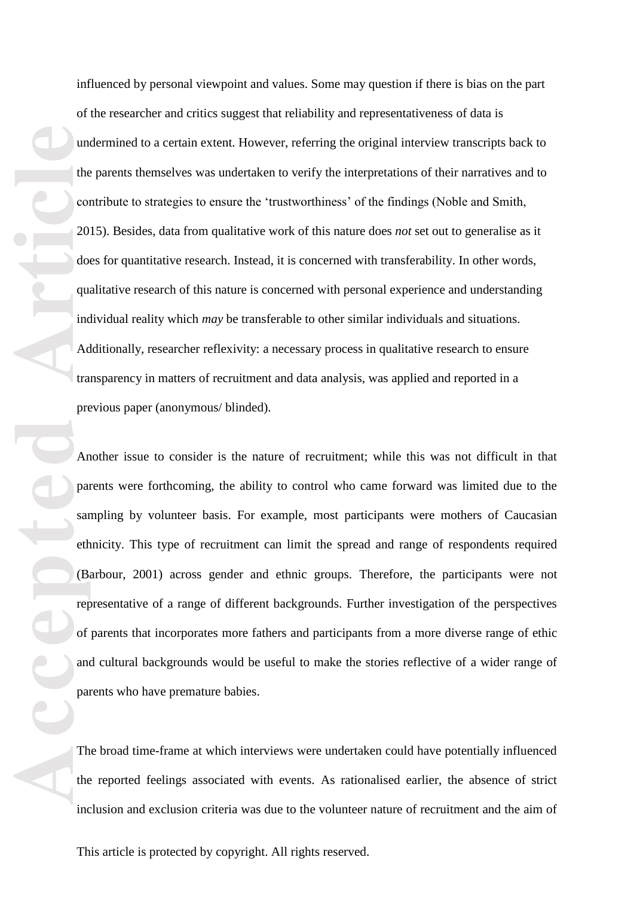influenced by personal viewpoint and values. Some may question if there is bias on the part of the researcher and critics suggest that reliability and representativeness of data is undermined to a certain extent. However, referring the original interview transcripts back to the parents themselves was undertaken to verify the interpretations of their narratives and to contribute to strategies to ensure the 'trustworthiness' of the findings (Noble and Smith, 2015). Besides, data from qualitative work of this nature does *not* set out to generalise as it does for quantitative research. Instead, it is concerned with transferability. In other words, qualitative research of this nature is concerned with personal experience and understanding individual reality which *may* be transferable to other similar individuals and situations. Additionally, researcher reflexivity: a necessary process in qualitative research to ensure transparency in matters of recruitment and data analysis, was applied and reported in a previous paper (anonymous/ blinded).

Another issue to consider is the nature of recruitment; while this was not difficult in that parents were forthcoming, the ability to control who came forward was limited due to the sampling by volunteer basis. For example, most participants were mothers of Caucasian ethnicity. This type of recruitment can limit the spread and range of respondents required (Barbour, 2001) across gender and ethnic groups. Therefore, the participants were not representative of a range of different backgrounds. Further investigation of the perspectives of parents that incorporates more fathers and participants from a more diverse range of ethic and cultural backgrounds would be useful to make the stories reflective of a wider range of parents who have premature babies.

The broad time-frame at which interviews were undertaken could have potentially influenced the reported feelings associated with events. As rationalised earlier, the absence of strict inclusion and exclusion criteria was due to the volunteer nature of recruitment and the aim of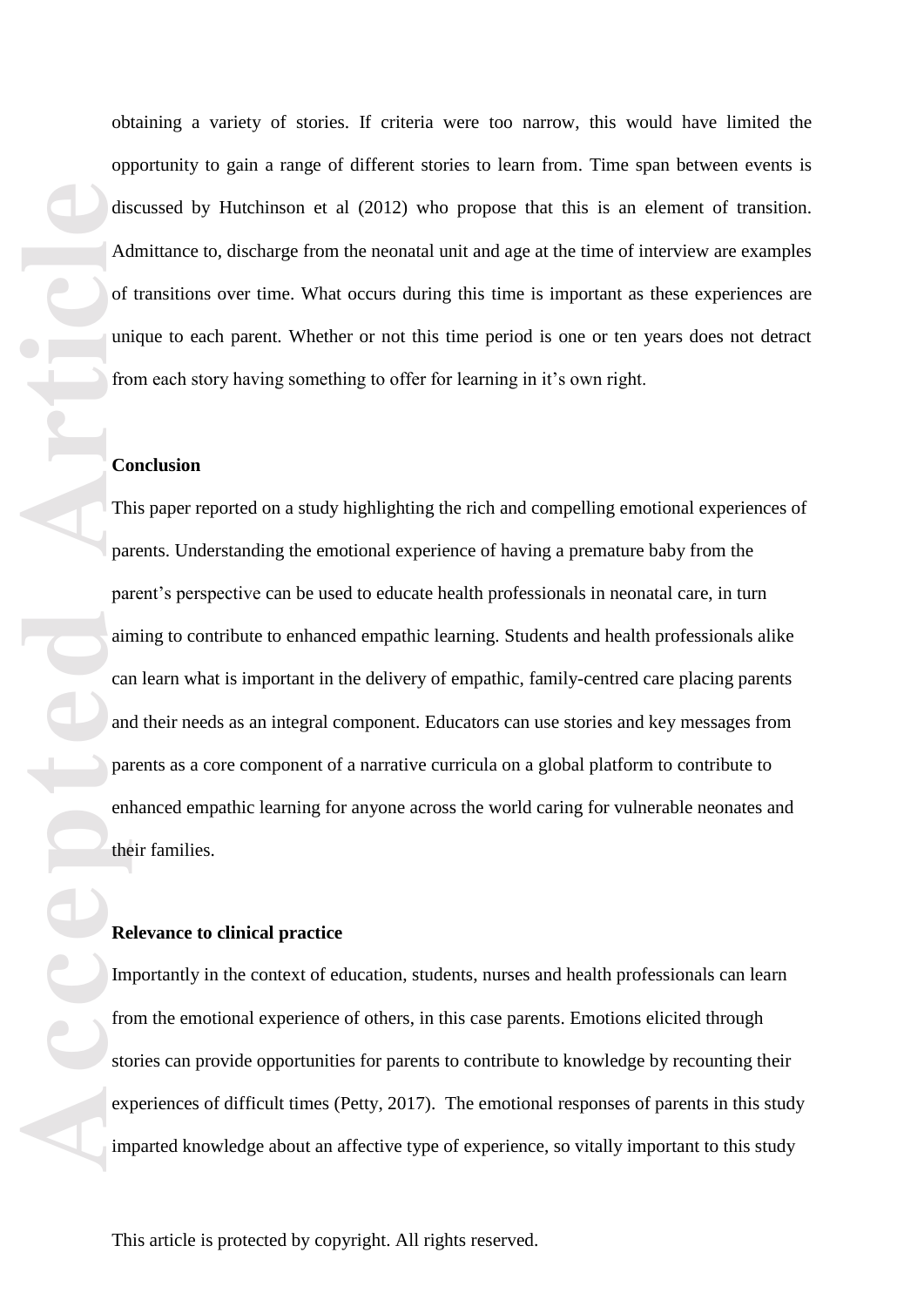obtaining a variety of stories. If criteria were too narrow, this would have limited the opportunity to gain a range of different stories to learn from. Time span between events is discussed by Hutchinson et al (2012) who propose that this is an element of transition. Admittance to, discharge from the neonatal unit and age at the time of interview are examples of transitions over time. What occurs during this time is important as these experiences are unique to each parent. Whether or not this time period is one or ten years does not detract from each story having something to offer for learning in it's own right.

## Conclusion

This paper reported on a study highlighting the rich and compelling emotional experiences of parents. Understanding the emotional experience of having a premature baby from the parent's perspective can be used to educate health professionals in neonatal care, in turn aiming to contribute to enhanced empathic learning. Students and health professionals alike can learn what is important in the delivery of empathic, family-centred care placing parents and their needs as an integral component. Educators can use stories and key messages from parents as a core component of a narrative curricula on a global platform to contribute to enhanced empathic learning for anyone across the world caring for vulnerable neonates and their families.

## Relevance to clinical practice

Importantly in the context of education, students, nurses and health professionals can learn from the emotional experience of others, in this case parents. Emotions elicited through stories can provide opportunities for parents to contribute to knowledge by recounting their experiences of difficult times (Petty, 2017). The emotional responses of parents in this study imparted knowledge about an affective type of experience, so vitally important to this study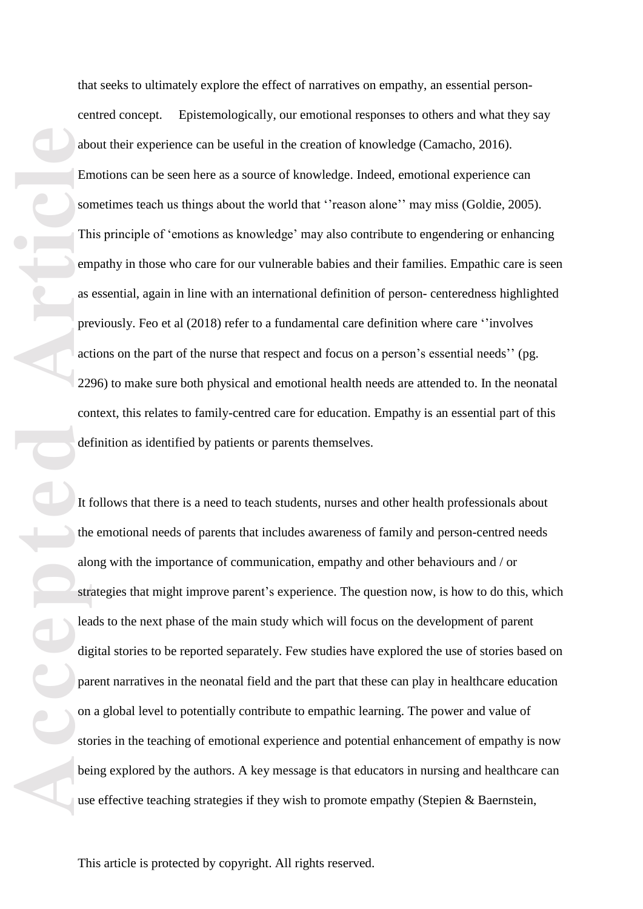that seeks to ultimately explore the effect of narratives on empathy, an essential person-centred concept. Epistemologically, our emotional responses to others and what they say about their experience can be useful in the creation of knowledge (Camacho, 2016). Emotions can be seen here as a source of knowledge. Indeed, emotional experience can sometimes teach us things about the world that ''reason alone'' may miss (Goldie, 2005). This principle of 'emotions as knowledge' may also contribute to engendering or enhancing empathy in those who care for our vulnerable babies and their families. Empathic care is seen as essential, again in line with an international definition of person- centeredness highlighted previously. Feo et al (2018) refer to a fundamental care definition where care ''involves actions on the part of the nurse that respect and focus on a person's essential needs'' (pg. 2296) to make sure both physical and emotional health needs are attended to. In the neonatal context, this relates to family-centred care for education. Empathy is an essential part of this definition as identified by patients or parents themselves.

It follows that there is a need to teach students, nurses and other health professionals about the emotional needs of parents that includes awareness of family and person-centred needs along with the importance of communication, empathy and other behaviours and / or strategies that might improve parent's experience. The question now, is how to do this, which leads to the next phase of the main study which will focus on the development of parent digital stories to be reported separately. Few studies have explored the use of stories based on parent narratives in the neonatal field and the part that these can play in healthcare education on a global level to potentially contribute to empathic learning. The power and value of stories in the teaching of emotional experience and potential enhancement of empathy is now being explored by the authors. A key message is that educators in nursing and healthcare can use effective teaching strategies if they wish to promote empathy (Stepien & Baernstein,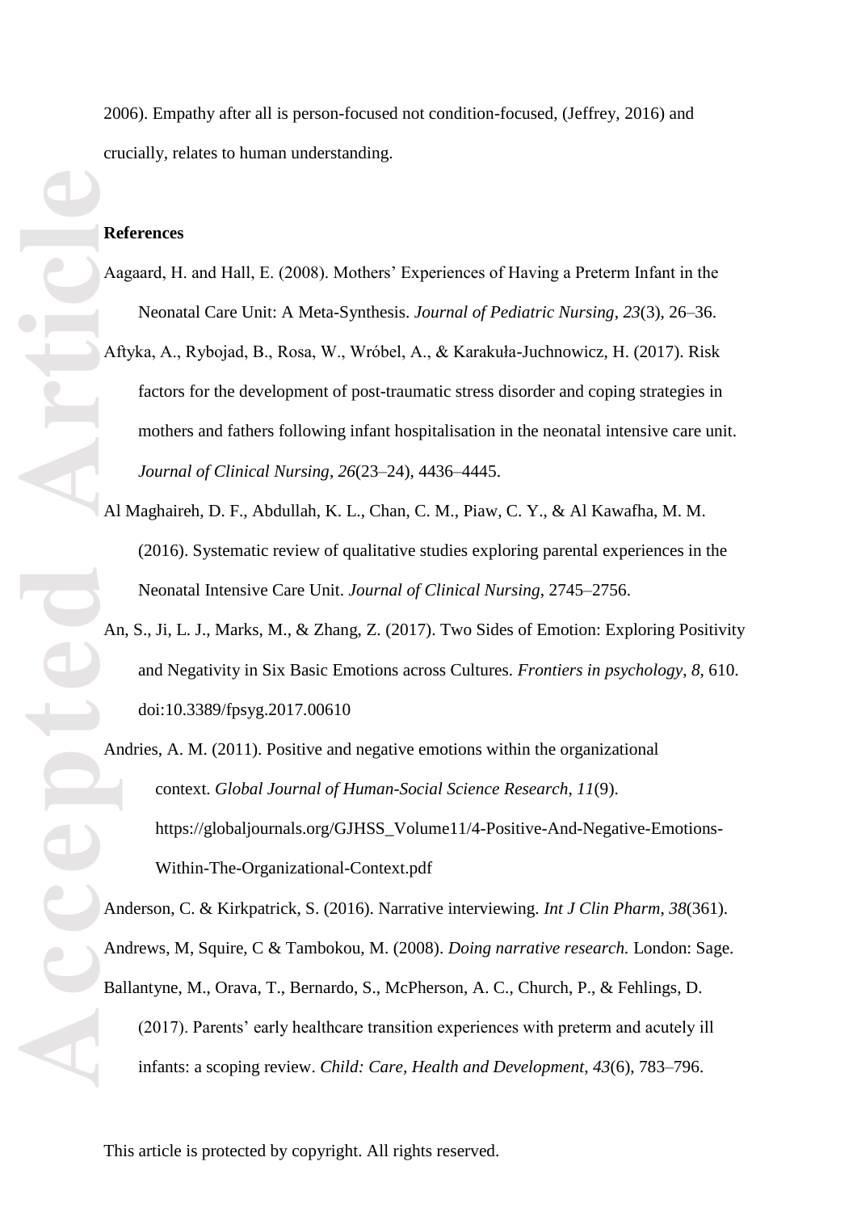2006). Empathy after all is person-focused not condition-focused, (Jeffrey, 2016) and crucially, relates to human understanding.

**References**

Aagaard, H. and Hall, E. (2008). Mothers' Experiences of Having a Preterm Infant in the Neonatal Care Unit: A Meta-Synthesis. *Journal of Pediatric Nursing*, *23*(3), 26–36.

Aftyka, A., Rybojad, B., Rosa, W., Wróbel, A., & Karakuła-Juchnowicz, H. (2017). Risk factors for the development of post-traumatic stress disorder and coping strategies in mothers and fathers following infant hospitalisation in the neonatal intensive care unit. *Journal of Clinical Nursing*, *26*(23–24), 4436–4445.

Al Maghaireh, D. F., Abdullah, K. L., Chan, C. M., Piaw, C. Y., & Al Kawafha, M. M. (2016). Systematic review of qualitative studies exploring parental experiences in the Neonatal Intensive Care Unit. *Journal of Clinical Nursing*, 2745–2756.

An, S., Ji, L. J., Marks, M., & Zhang, Z. (2017). Two Sides of Emotion: Exploring Positivity and Negativity in Six Basic Emotions across Cultures. *Frontiers in psychology*, *8*, 610. doi:10.3389/fpsyg.2017.00610

Andries, A. M. (2011). Positive and negative emotions within the organizational context. *Global Journal of Human-Social Science Research*, *11*(9). https://globaljournals.org/GJHSS_Volume11/4-Positive-And-Negative-Emotions-Within-The-Organizational-Context.pdf

Anderson, C. & Kirkpatrick, S. (2016). Narrative interviewing. *Int J Clin Pharm*, *38*(361).

Andrews, M, Squire, C & Tambokou, M. (2008). *Doing narrative research.* London: Sage.

Ballantyne, M., Orava, T., Bernardo, S., McPherson, A. C., Church, P., & Fehlings, D. (2017). Parents' early healthcare transition experiences with preterm and acutely ill infants: a scoping review. *Child: Care, Health and Development*, *43*(6), 783–796.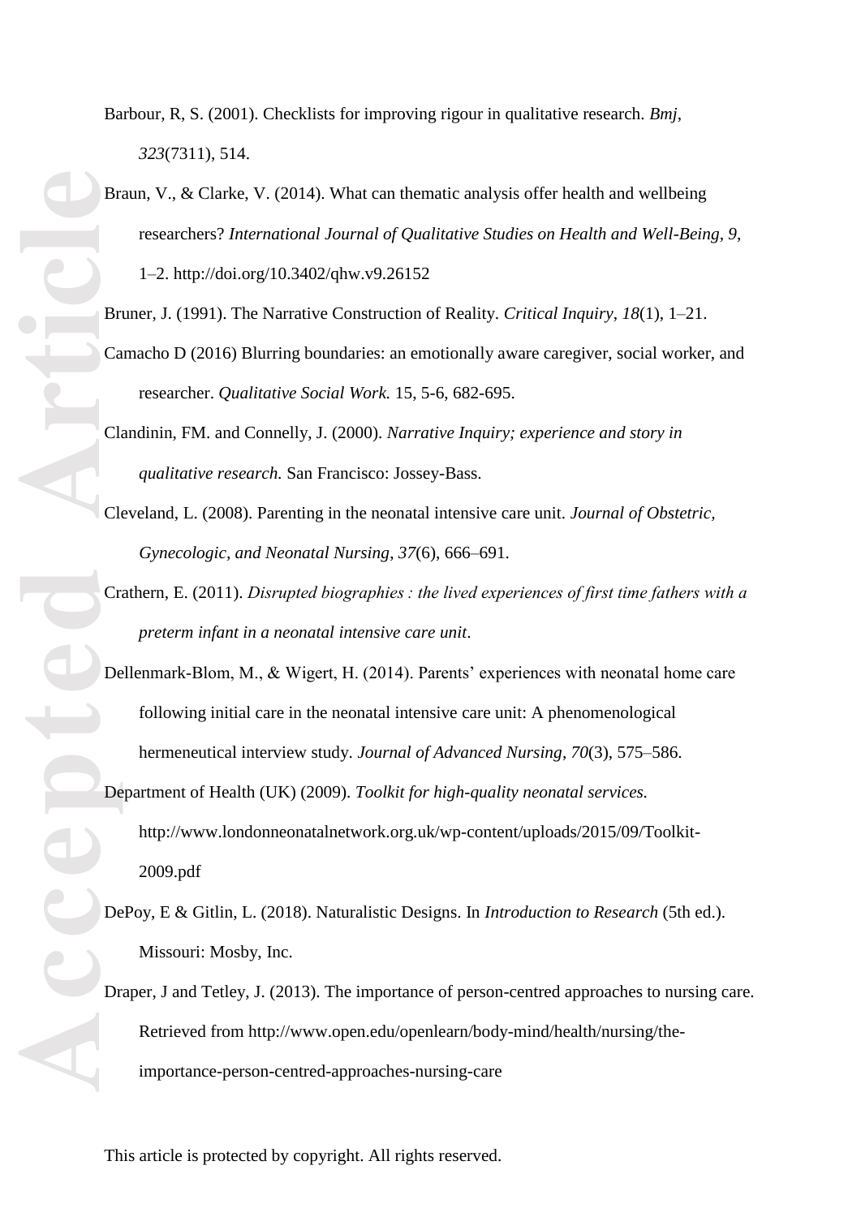Barbour, R, S. (2001). Checklists for improving rigour in qualitative research. *Bmj*, *323*(7311), 514.

Braun, V., & Clarke, V. (2014). What can thematic analysis offer health and wellbeing researchers? *International Journal of Qualitative Studies on Health and Well-Being*, *9*, 1–2. http://doi.org/10.3402/qhw.v9.26152

Bruner, J. (1991). The Narrative Construction of Reality. *Critical Inquiry*, *18*(1), 1–21.

Camacho D (2016) Blurring boundaries: an emotionally aware caregiver, social worker, and researcher. *Qualitative Social Work.* 15, 5-6, 682-695.

Clandinin, FM. and Connelly, J. (2000). *Narrative Inquiry; experience and story in qualitative research.* San Francisco: Jossey-Bass.

Cleveland, L. (2008). Parenting in the neonatal intensive care unit. *Journal of Obstetric, Gynecologic, and Neonatal Nursing*, *37*(6), 666–691.

Crathern, E. (2011). *Disrupted biographies : the lived experiences of first time fathers with a preterm infant in a neonatal intensive care unit*.

Dellenmark-Blom, M., & Wigert, H. (2014). Parents' experiences with neonatal home care following initial care in the neonatal intensive care unit: A phenomenological hermeneutical interview study. *Journal of Advanced Nursing*, *70*(3), 575–586.

Department of Health (UK) (2009). *Toolkit for high-quality neonatal services.* http://www.londonneonatalnetwork.org.uk/wp-content/uploads/2015/09/Toolkit-2009.pdf

DePoy, E & Gitlin, L. (2018). Naturalistic Designs. In *Introduction to Research* (5th ed.). Missouri: Mosby, Inc.

Draper, J and Tetley, J. (2013). The importance of person-centred approaches to nursing care. Retrieved from http://www.open.edu/openlearn/body-mind/health/nursing/the-importance-person-centred-approaches-nursing-care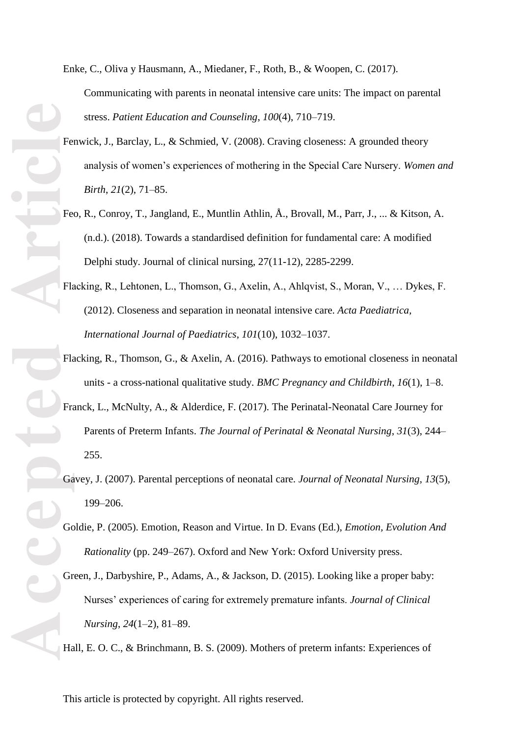Enke, C., Oliva y Hausmann, A., Miedaner, F., Roth, B., & Woopen, C. (2017). Communicating with parents in neonatal intensive care units: The impact on parental stress. *Patient Education and Counseling*, *100*(4), 710–719.

Fenwick, J., Barclay, L., & Schmied, V. (2008). Craving closeness: A grounded theory analysis of women's experiences of mothering in the Special Care Nursery. *Women and Birth*, *21*(2), 71–85.

Feo, R., Conroy, T., Jangland, E., Muntlin Athlin, Å., Brovall, M., Parr, J., ... & Kitson, A. (n.d.). (2018). Towards a standardised definition for fundamental care: A modified Delphi study. Journal of clinical nursing, 27(11-12), 2285-2299.

Flacking, R., Lehtonen, L., Thomson, G., Axelin, A., Ahlqvist, S., Moran, V., … Dykes, F. (2012). Closeness and separation in neonatal intensive care. *Acta Paediatrica, International Journal of Paediatrics*, *101*(10), 1032–1037.

Flacking, R., Thomson, G., & Axelin, A. (2016). Pathways to emotional closeness in neonatal units - a cross-national qualitative study. *BMC Pregnancy and Childbirth*, *16*(1), 1–8.

Franck, L., McNulty, A., & Alderdice, F. (2017). The Perinatal-Neonatal Care Journey for Parents of Preterm Infants. *The Journal of Perinatal & Neonatal Nursing*, *31*(3), 244–255.

Gavey, J. (2007). Parental perceptions of neonatal care. *Journal of Neonatal Nursing*, *13*(5), 199–206.

Goldie, P. (2005). Emotion, Reason and Virtue. In D. Evans (Ed.), *Emotion, Evolution And Rationality* (pp. 249–267). Oxford and New York: Oxford University press.

Green, J., Darbyshire, P., Adams, A., & Jackson, D. (2015). Looking like a proper baby: Nurses' experiences of caring for extremely premature infants. *Journal of Clinical Nursing*, *24*(1–2), 81–89.

Hall, E. O. C., & Brinchmann, B. S. (2009). Mothers of preterm infants: Experiences of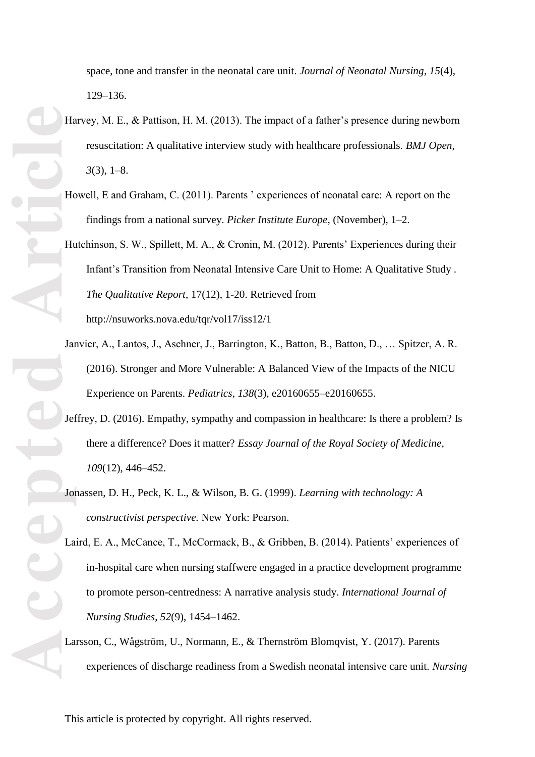space, tone and transfer in the neonatal care unit. *Journal of Neonatal Nursing*, *15*(4), 129–136.

Harvey, M. E., & Pattison, H. M. (2013). The impact of a father's presence during newborn resuscitation: A qualitative interview study with healthcare professionals. *BMJ Open*, *3*(3), 1–8.

Howell, E and Graham, C. (2011). Parents ' experiences of neonatal care: A report on the findings from a national survey. *Picker Institute Europe*, (November), 1–2.

Hutchinson, S. W., Spillett, M. A., & Cronin, M. (2012). Parents' Experiences during their Infant's Transition from Neonatal Intensive Care Unit to Home: A Qualitative Study . *The Qualitative Report*, 17(12), 1-20. Retrieved from http://nsuworks.nova.edu/tqr/vol17/iss12/1

Janvier, A., Lantos, J., Aschner, J., Barrington, K., Batton, B., Batton, D., … Spitzer, A. R. (2016). Stronger and More Vulnerable: A Balanced View of the Impacts of the NICU Experience on Parents. *Pediatrics*, *138*(3), e20160655–e20160655.

Jeffrey, D. (2016). Empathy, sympathy and compassion in healthcare: Is there a problem? Is there a difference? Does it matter? *Essay Journal of the Royal Society of Medicine*, *109*(12), 446–452.

Jonassen, D. H., Peck, K. L., & Wilson, B. G. (1999). *Learning with technology: A constructivist perspective.* New York: Pearson.

Laird, E. A., McCance, T., McCormack, B., & Gribben, B. (2014). Patients' experiences of in-hospital care when nursing staffwere engaged in a practice development programme to promote person-centredness: A narrative analysis study. *International Journal of Nursing Studies*, *52*(9), 1454–1462.

Larsson, C., Wågström, U., Normann, E., & Thernström Blomqvist, Y. (2017). Parents experiences of discharge readiness from a Swedish neonatal intensive care unit. *Nursing*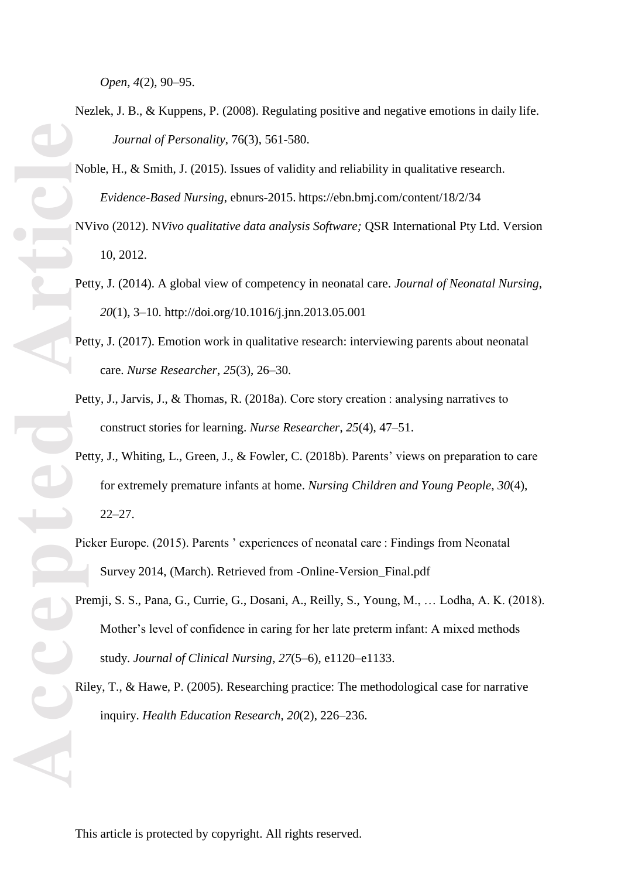*Open*, *4*(2), 90–95.

Nezlek, J. B., & Kuppens, P. (2008). Regulating positive and negative emotions in daily life. *Journal of Personality*, 76(3), 561-580.

Noble, H., & Smith, J. (2015). Issues of validity and reliability in qualitative research. *Evidence-Based Nursing*, ebnurs-2015. https://ebn.bmj.com/content/18/2/34

NVivo (2012). N*Vivo qualitative data analysis Software;* QSR International Pty Ltd. Version 10, 2012.

Petty, J. (2014). A global view of competency in neonatal care. *Journal of Neonatal Nursing*, *20*(1), 3–10. http://doi.org/10.1016/j.jnn.2013.05.001

Petty, J. (2017). Emotion work in qualitative research: interviewing parents about neonatal care. *Nurse Researcher*, *25*(3), 26–30.

Petty, J., Jarvis, J., & Thomas, R. (2018a). Core story creation : analysing narratives to construct stories for learning. *Nurse Researcher*, *25*(4), 47–51.

Petty, J., Whiting, L., Green, J., & Fowler, C. (2018b). Parents' views on preparation to care for extremely premature infants at home. *Nursing Children and Young People*, *30*(4), 22–27.

Picker Europe. (2015). Parents ' experiences of neonatal care : Findings from Neonatal Survey 2014, (March). Retrieved from -Online-Version_Final.pdf

Premji, S. S., Pana, G., Currie, G., Dosani, A., Reilly, S., Young, M., … Lodha, A. K. (2018). Mother's level of confidence in caring for her late preterm infant: A mixed methods study. *Journal of Clinical Nursing*, *27*(5–6), e1120–e1133.

Riley, T., & Hawe, P. (2005). Researching practice: The methodological case for narrative inquiry. *Health Education Research*, *20*(2), 226–236.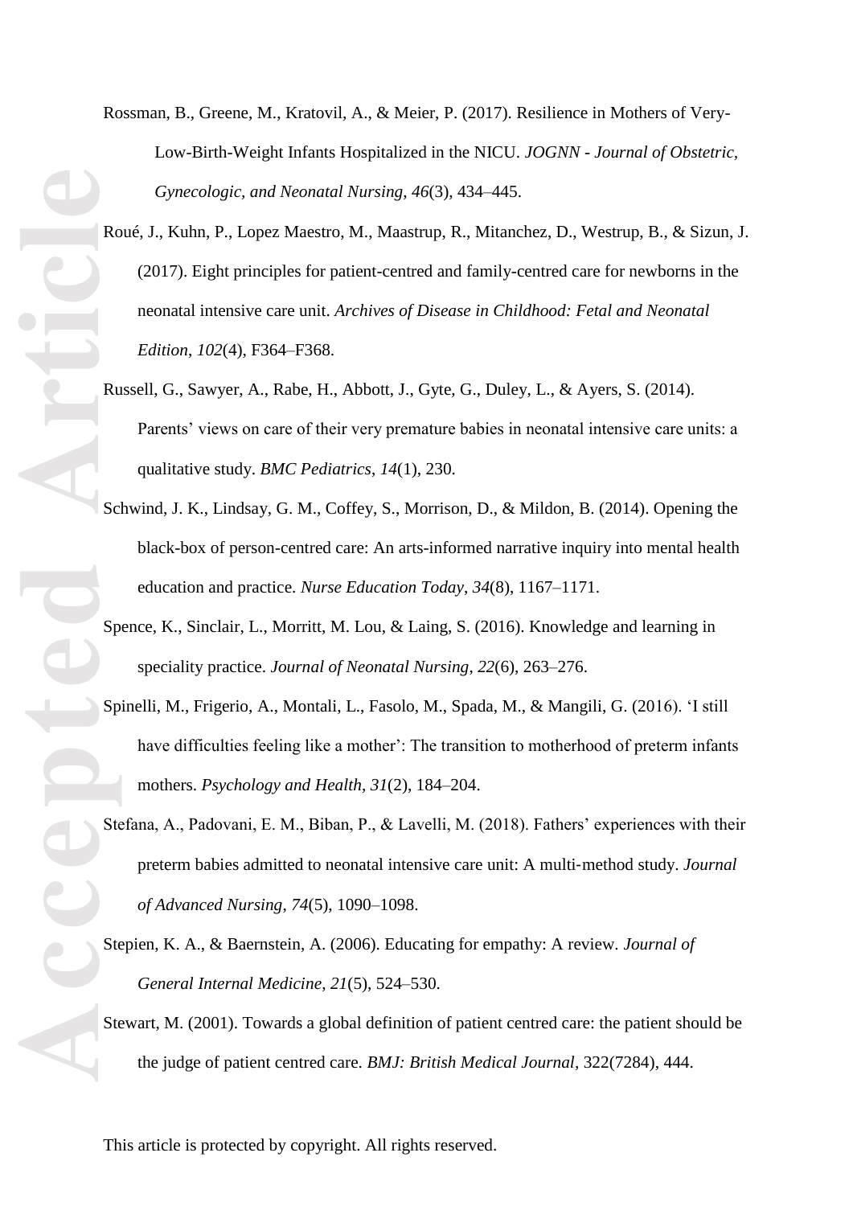Rossman, B., Greene, M., Kratovil, A., & Meier, P. (2017). Resilience in Mothers of Very-Low-Birth-Weight Infants Hospitalized in the NICU. *JOGNN - Journal of Obstetric, Gynecologic, and Neonatal Nursing*, *46*(3), 434–445.

Roué, J., Kuhn, P., Lopez Maestro, M., Maastrup, R., Mitanchez, D., Westrup, B., & Sizun, J. (2017). Eight principles for patient-centred and family-centred care for newborns in the neonatal intensive care unit. *Archives of Disease in Childhood: Fetal and Neonatal Edition*, *102*(4), F364–F368.

Russell, G., Sawyer, A., Rabe, H., Abbott, J., Gyte, G., Duley, L., & Ayers, S. (2014). Parents' views on care of their very premature babies in neonatal intensive care units: a qualitative study. *BMC Pediatrics*, *14*(1), 230.

Schwind, J. K., Lindsay, G. M., Coffey, S., Morrison, D., & Mildon, B. (2014). Opening the black-box of person-centred care: An arts-informed narrative inquiry into mental health education and practice. *Nurse Education Today*, *34*(8), 1167–1171.

Spence, K., Sinclair, L., Morritt, M. Lou, & Laing, S. (2016). Knowledge and learning in speciality practice. *Journal of Neonatal Nursing*, *22*(6), 263–276.

Spinelli, M., Frigerio, A., Montali, L., Fasolo, M., Spada, M., & Mangili, G. (2016). 'I still have difficulties feeling like a mother': The transition to motherhood of preterm infants mothers. *Psychology and Health*, *31*(2), 184–204.

Stefana, A., Padovani, E. M., Biban, P., & Lavelli, M. (2018). Fathers' experiences with their preterm babies admitted to neonatal intensive care unit: A multi-method study. *Journal of Advanced Nursing*, *74*(5), 1090–1098.

Stepien, K. A., & Baernstein, A. (2006). Educating for empathy: A review. *Journal of General Internal Medicine*, *21*(5), 524–530.

Stewart, M. (2001). Towards a global definition of patient centred care: the patient should be the judge of patient centred care. *BMJ: British Medical Journal*, 322(7284), 444.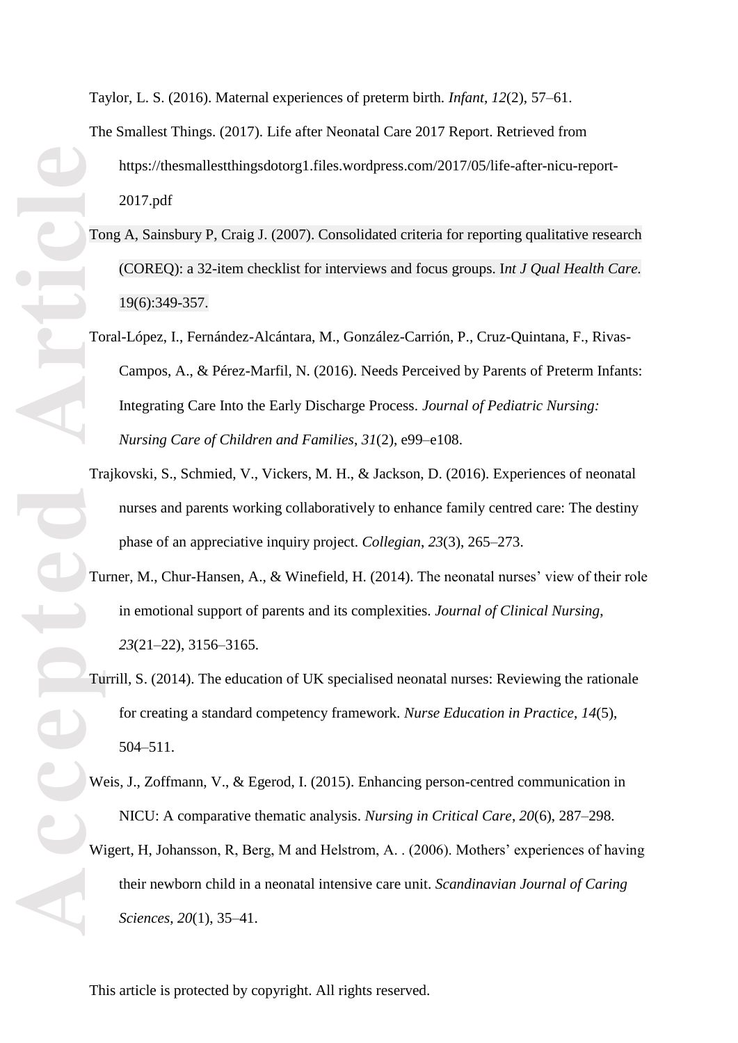Taylor, L. S. (2016). Maternal experiences of preterm birth. *Infant*, *12*(2), 57–61.

The Smallest Things. (2017). Life after Neonatal Care 2017 Report. Retrieved from https://thesmallestthingsdotorg1.files.wordpress.com/2017/05/life-after-nicu-report-2017.pdf

Tong A, Sainsbury P, Craig J. (2007). Consolidated criteria for reporting qualitative research (COREQ): a 32-item checklist for interviews and focus groups. I*nt J Qual Health Care.* 19(6):349-357.

Toral-López, I., Fernández-Alcántara, M., González-Carrión, P., Cruz-Quintana, F., Rivas-Campos, A., & Pérez-Marfil, N. (2016). Needs Perceived by Parents of Preterm Infants: Integrating Care Into the Early Discharge Process. *Journal of Pediatric Nursing: Nursing Care of Children and Families*, *31*(2), e99–e108.

Trajkovski, S., Schmied, V., Vickers, M. H., & Jackson, D. (2016). Experiences of neonatal nurses and parents working collaboratively to enhance family centred care: The destiny phase of an appreciative inquiry project. *Collegian*, *23*(3), 265–273.

Turner, M., Chur-Hansen, A., & Winefield, H. (2014). The neonatal nurses' view of their role in emotional support of parents and its complexities. *Journal of Clinical Nursing*, *23*(21–22), 3156–3165.

Turrill, S. (2014). The education of UK specialised neonatal nurses: Reviewing the rationale for creating a standard competency framework. *Nurse Education in Practice*, *14*(5), 504–511.

Weis, J., Zoffmann, V., & Egerod, I. (2015). Enhancing person-centred communication in NICU: A comparative thematic analysis. *Nursing in Critical Care*, *20*(6), 287–298.

Wigert, H, Johansson, R, Berg, M and Helstrom, A. . (2006). Mothers' experiences of having their newborn child in a neonatal intensive care unit. *Scandinavian Journal of Caring Sciences*, *20*(1), 35–41.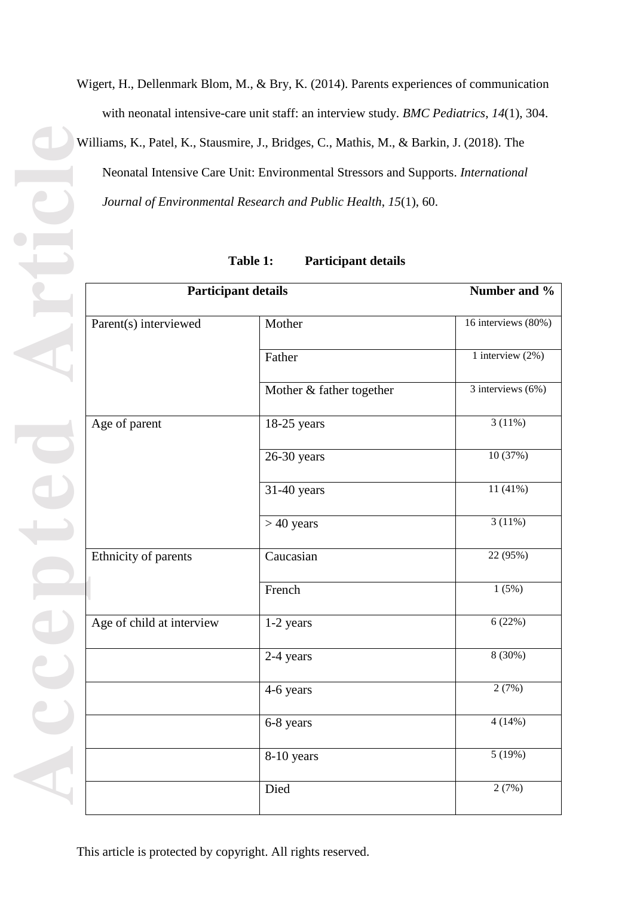Wigert, H., Dellenmark Blom, M., & Bry, K. (2014). Parents experiences of communication with neonatal intensive-care unit staff: an interview study. *BMC Pediatrics*, *14*(1), 304.

Williams, K., Patel, K., Stausmire, J., Bridges, C., Mathis, M., & Barkin, J. (2018). The Neonatal Intensive Care Unit: Environmental Stressors and Supports. *International Journal of Environmental Research and Public Health*, *15*(1), 60.

**Table 1: Participant details**

| Participant details | | Number and % |
|---|---|---|
| Parent(s) interviewed | Mother | 16 interviews (80%) |
| | Father | 1 interview (2%) |
| | Mother & father together | 3 interviews (6%) |
| Age of parent | 18-25 years | 3 (11%) |
| | 26-30 years | 10 (37%) |
| | 31-40 years | 11 (41%) |
| | > 40 years | 3 (11%) |
| Ethnicity of parents | Caucasian | 22 (95%) |
| | French | 1 (5%) |
| Age of child at interview | 1-2 years | 6 (22%) |
| | 2-4 years | 8 (30%) |
| | 4-6 years | 2 (7%) |
| | 6-8 years | 4 (14%) |
| | 8-10 years | 5 (19%) |
| | Died | 2 (7%) |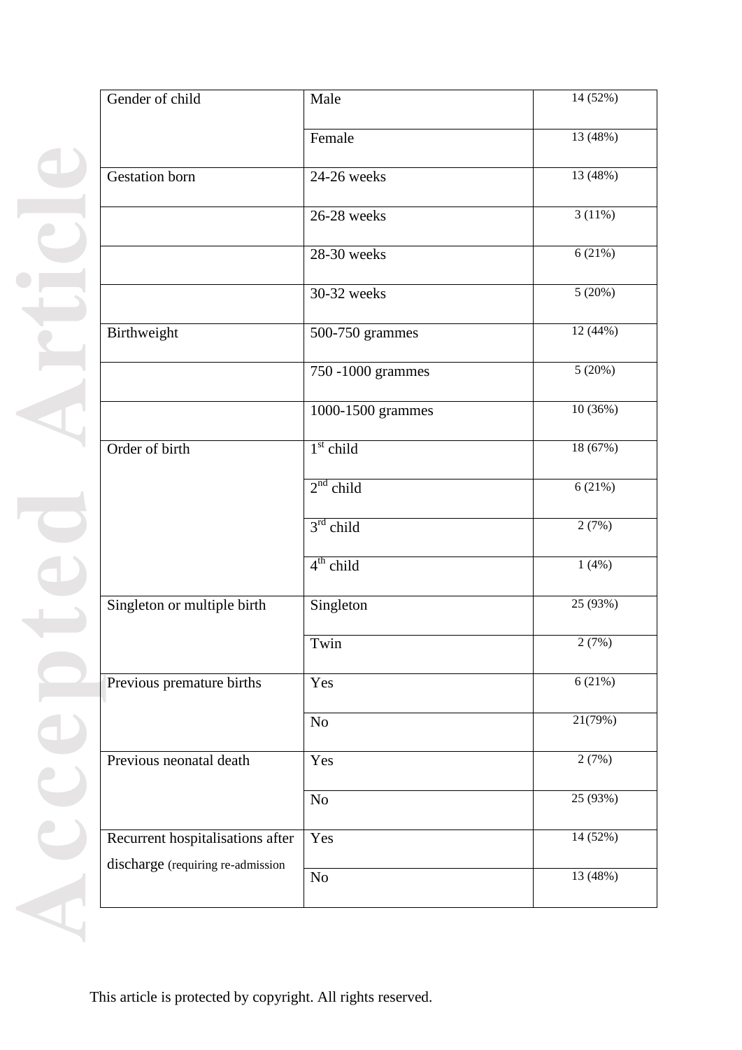| | | |
|---|---|---|
| Gender of child | Male | 14 (52%) |
| | Female | 13 (48%) |
| Gestation born | 24-26 weeks | 13 (48%) |
| | 26-28 weeks | 3 (11%) |
| | 28-30 weeks | 6 (21%) |
| | 30-32 weeks | 5 (20%) |
| Birthweight | 500-750 grammes | 12 (44%) |
| | 750 -1000 grammes | 5 (20%) |
| | 1000-1500 grammes | 10 (36%) |
| Order of birth | 1st child | 18 (67%) |
| | 2nd child | 6 (21%) |
| | 3rd child | 2 (7%) |
| | 4th child | 1 (4%) |
| Singleton or multiple birth | Singleton | 25 (93%) |
| | Twin | 2 (7%) |
| Previous premature births | Yes | 6 (21%) |
| | No | 21(79%) |
| Previous neonatal death | Yes | 2 (7%) |
| | No | 25 (93%) |
| Recurrent hospitalisations after discharge (requiring re-admission | Yes | 14 (52%) |
| | No | 13 (48%) |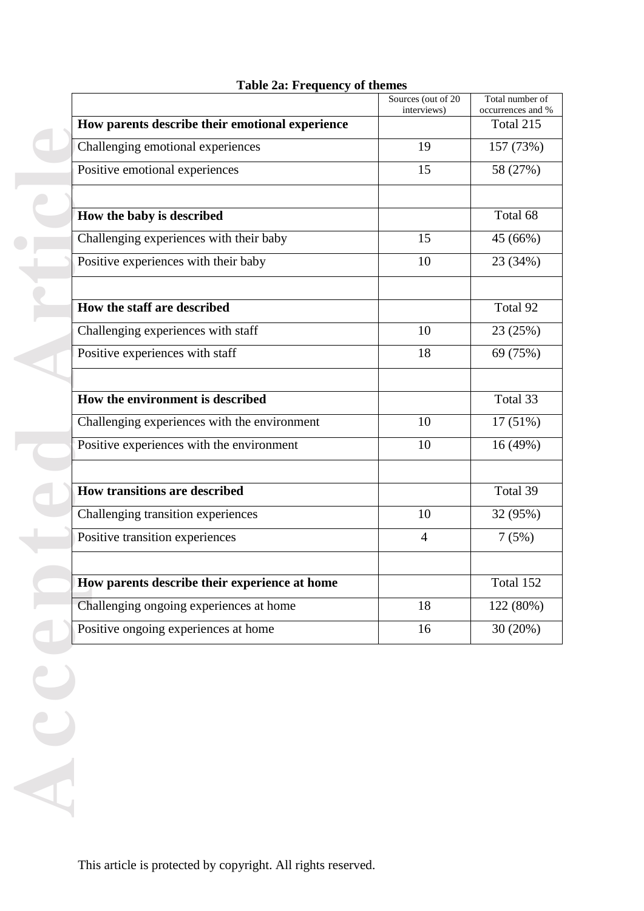**Table 2a: Frequency of themes**

| | Sources (out of 20 interviews) | Total number of occurrences and % |
|---|---|---|
| **How parents describe their emotional experience** | | Total 215 |
| Challenging emotional experiences | 19 | 157 (73%) |
| Positive emotional experiences | 15 | 58 (27%) |
| | | |
| **How the baby is described** | | Total 68 |
| Challenging experiences with their baby | 15 | 45 (66%) |
| Positive experiences with their baby | 10 | 23 (34%) |
| | | |
| **How the staff are described** | | Total 92 |
| Challenging experiences with staff | 10 | 23 (25%) |
| Positive experiences with staff | 18 | 69 (75%) |
| | | |
| **How the environment is described** | | Total 33 |
| Challenging experiences with the environment | 10 | 17 (51%) |
| Positive experiences with the environment | 10 | 16 (49%) |
| | | |
| **How transitions are described** | | Total 39 |
| Challenging transition experiences | 10 | 32 (95%) |
| Positive transition experiences | 4 | 7 (5%) |
| | | |
| **How parents describe their experience at home** | | Total 152 |
| Challenging ongoing experiences at home | 18 | 122 (80%) |
| Positive ongoing experiences at home | 16 | 30 (20%) |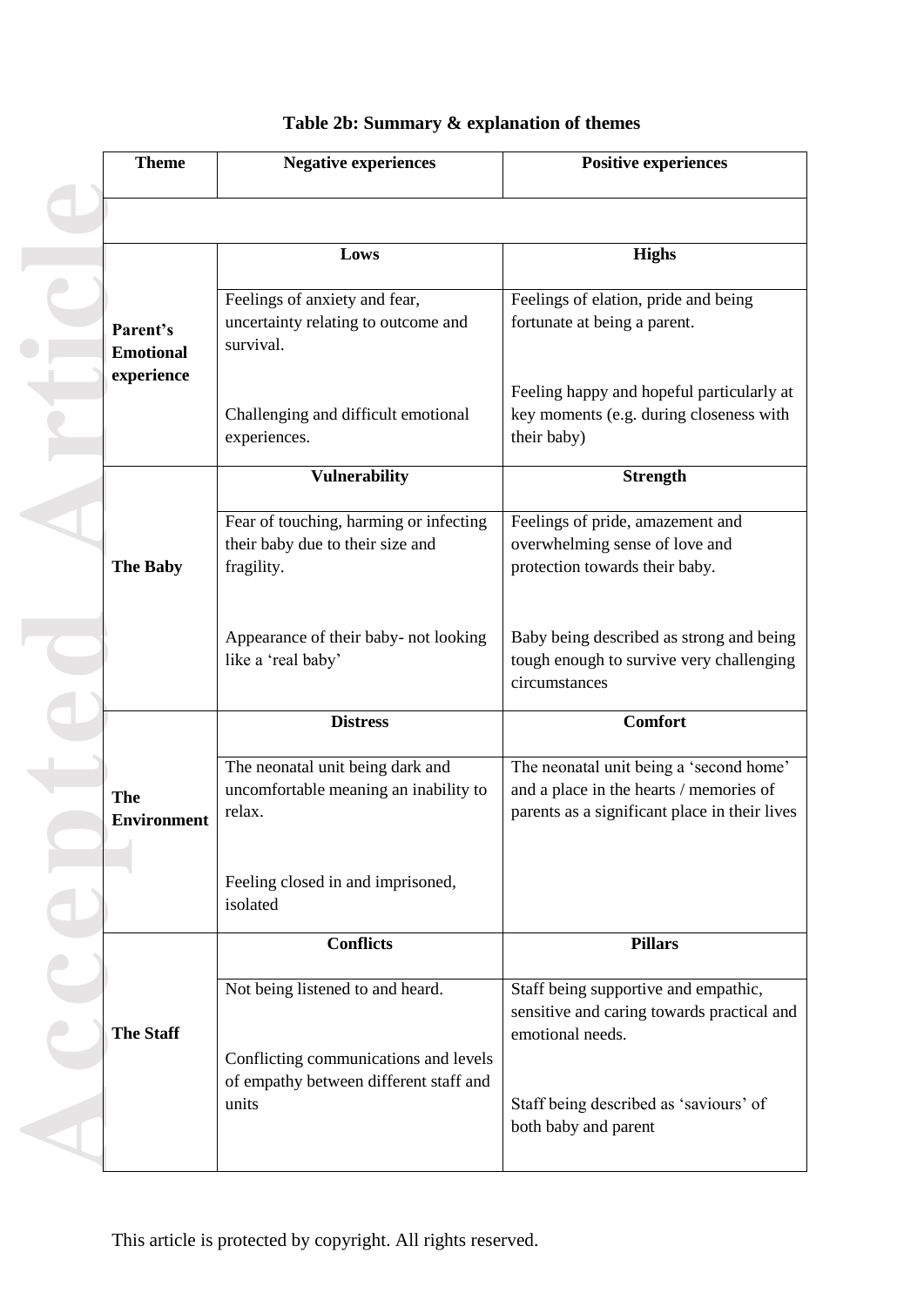**Table 2b: Summary & explanation of themes**

| Theme | Negative experiences | Positive experiences |
|---|---|---|
| | | |
| **Parent's Emotional experience** | **Lows** | **Highs** |
| | Feelings of anxiety and fear, uncertainty relating to outcome and survival.<br><br>Challenging and difficult emotional experiences. | Feelings of elation, pride and being fortunate at being a parent.<br><br>Feeling happy and hopeful particularly at key moments (e.g. during closeness with their baby) |
| **The Baby** | **Vulnerability** | **Strength** |
| | Fear of touching, harming or infecting their baby due to their size and fragility.<br><br>Appearance of their baby- not looking like a 'real baby' | Feelings of pride, amazement and overwhelming sense of love and protection towards their baby.<br><br>Baby being described as strong and being tough enough to survive very challenging circumstances |
| **The Environment** | **Distress** | **Comfort** |
| | The neonatal unit being dark and uncomfortable meaning an inability to relax.<br><br>Feeling closed in and imprisoned, isolated | The neonatal unit being a 'second home' and a place in the hearts / memories of parents as a significant place in their lives |
| **The Staff** | **Conflicts** | **Pillars** |
| | Not being listened to and heard.<br><br>Conflicting communications and levels of empathy between different staff and units | Staff being supportive and empathic, sensitive and caring towards practical and emotional needs.<br><br>Staff being described as 'saviours' of both baby and parent |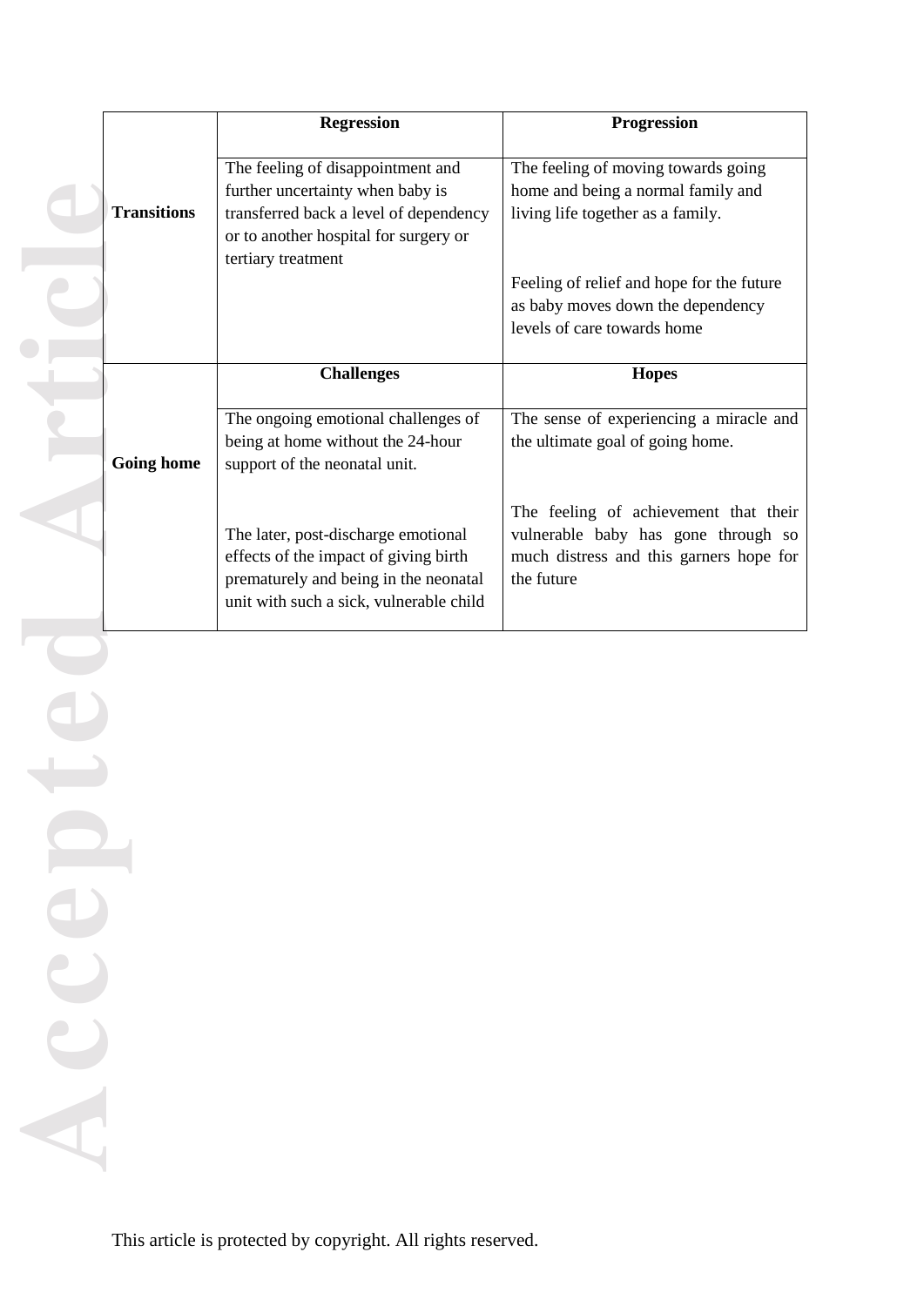| | Regression | Progression |
|---|---|---|
| **Transitions** | The feeling of disappointment and further uncertainty when baby is transferred back a level of dependency or to another hospital for surgery or tertiary treatment | The feeling of moving towards going home and being a normal family and living life together as a family.<br><br>Feeling of relief and hope for the future as baby moves down the dependency levels of care towards home |
| | **Challenges** | **Hopes** |
| **Going home** | The ongoing emotional challenges of being at home without the 24-hour support of the neonatal unit.<br><br>The later, post-discharge emotional effects of the impact of giving birth prematurely and being in the neonatal unit with such a sick, vulnerable child | The sense of experiencing a miracle and the ultimate goal of going home.<br><br>The feeling of achievement that their vulnerable baby has gone through so much distress and this garners hope for the future |